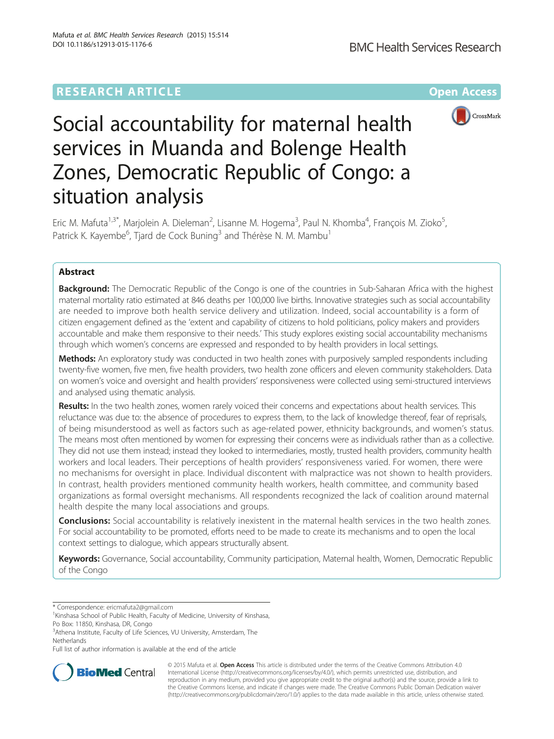RESEARCH ARTICLE

Open Access

# Social accountability for maternal health services in Muanda and Bolenge Health Zones, Democratic Republic of Congo: a situation analysis

Eric M. Mafuta[1,3*], Marjolein A. Dieleman[2], Lisanne M. Hogema[3], Paul N. Khomba[4], François M. Zioko[5], Patrick K. Kayembe[6], Tjard de Cock Buning[3] and Thérèse N. M. Mambu[1]

## Abstract

**Background:** The Democratic Republic of the Congo is one of the countries in Sub-Saharan Africa with the highest maternal mortality ratio estimated at 846 deaths per 100,000 live births. Innovative strategies such as social accountability are needed to improve both health service delivery and utilization. Indeed, social accountability is a form of citizen engagement defined as the 'extent and capability of citizens to hold politicians, policy makers and providers accountable and make them responsive to their needs.' This study explores existing social accountability mechanisms through which women's concerns are expressed and responded to by health providers in local settings.

**Methods:** An exploratory study was conducted in two health zones with purposively sampled respondents including twenty-five women, five men, five health providers, two health zone officers and eleven community stakeholders. Data on women's voice and oversight and health providers' responsiveness were collected using semi-structured interviews and analysed using thematic analysis.

**Results:** In the two health zones, women rarely voiced their concerns and expectations about health services. This reluctance was due to: the absence of procedures to express them, to the lack of knowledge thereof, fear of reprisals, of being misunderstood as well as factors such as age-related power, ethnicity backgrounds, and women's status. The means most often mentioned by women for expressing their concerns were as individuals rather than as a collective. They did not use them instead; instead they looked to intermediaries, mostly, trusted health providers, community health workers and local leaders. Their perceptions of health providers' responsiveness varied. For women, there were no mechanisms for oversight in place. Individual discontent with malpractice was not shown to health providers. In contrast, health providers mentioned community health workers, health committee, and community based organizations as formal oversight mechanisms. All respondents recognized the lack of coalition around maternal health despite the many local associations and groups.

**Conclusions:** Social accountability is relatively inexistent in the maternal health services in the two health zones. For social accountability to be promoted, efforts need to be made to create its mechanisms and to open the local context settings to dialogue, which appears structurally absent.

**Keywords:** Governance, Social accountability, Community participation, Maternal health, Women, Democratic Republic of the Congo

* Correspondence: ericmafuta2@gmail.com
[1]Kinshasa School of Public Health, Faculty of Medicine, University of Kinshasa, Po Box: 11850, Kinshasa, DR, Congo
[3]Athena Institute, Faculty of Life Sciences, VU University, Amsterdam, The Netherlands
Full list of author information is available at the end of the article

© 2015 Mafuta et al. **Open Access** This article is distributed under the terms of the Creative Commons Attribution 4.0 International License (http://creativecommons.org/licenses/by/4.0/), which permits unrestricted use, distribution, and reproduction in any medium, provided you give appropriate credit to the original author(s) and the source, provide a link to the Creative Commons license, and indicate if changes were made. The Creative Commons Public Domain Dedication waiver (http://creativecommons.org/publicdomain/zero/1.0/) applies to the data made available in this article, unless otherwise stated.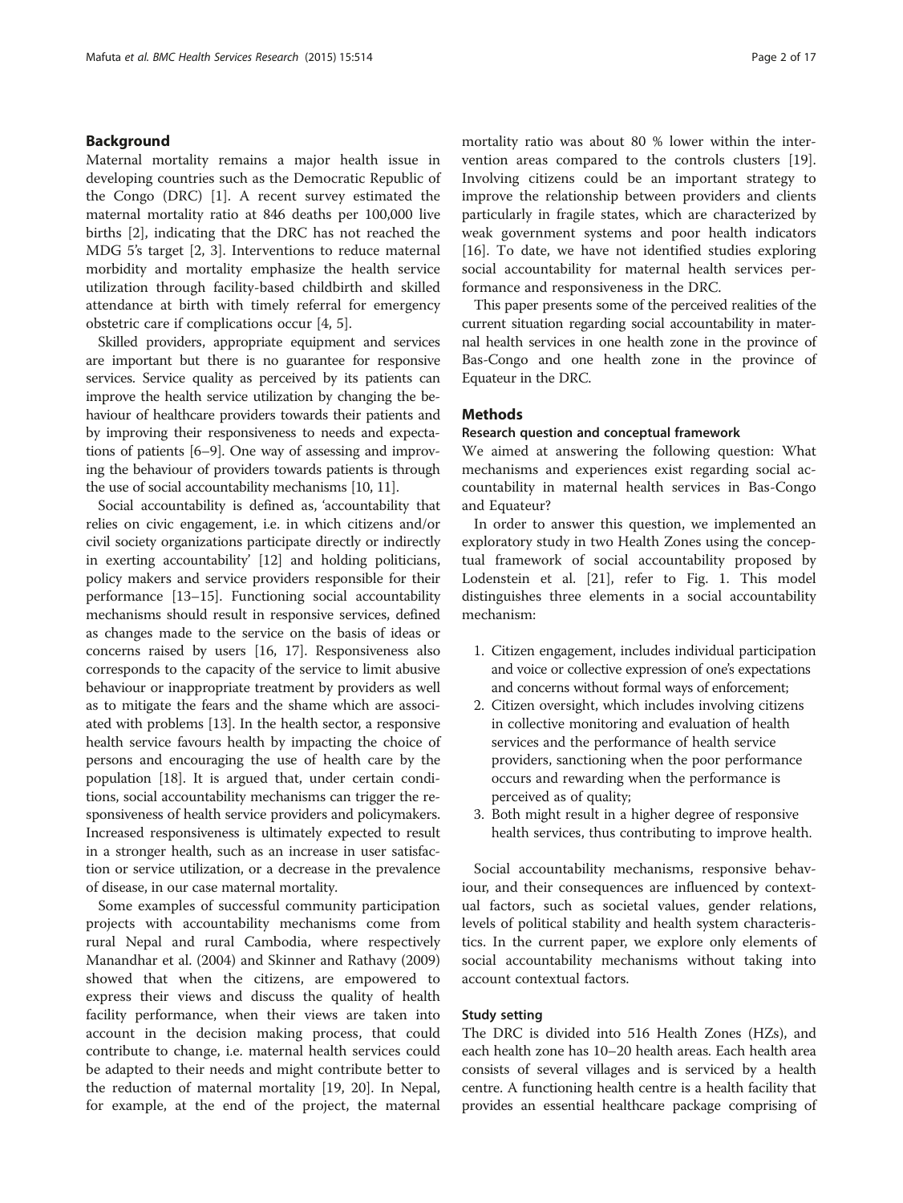## Background

Maternal mortality remains a major health issue in developing countries such as the Democratic Republic of the Congo (DRC) [1]. A recent survey estimated the maternal mortality ratio at 846 deaths per 100,000 live births [2], indicating that the DRC has not reached the MDG 5's target [2, 3]. Interventions to reduce maternal morbidity and mortality emphasize the health service utilization through facility-based childbirth and skilled attendance at birth with timely referral for emergency obstetric care if complications occur [4, 5].

Skilled providers, appropriate equipment and services are important but there is no guarantee for responsive services. Service quality as perceived by its patients can improve the health service utilization by changing the behaviour of healthcare providers towards their patients and by improving their responsiveness to needs and expectations of patients [6–9]. One way of assessing and improving the behaviour of providers towards patients is through the use of social accountability mechanisms [10, 11].

Social accountability is defined as, 'accountability that relies on civic engagement, i.e. in which citizens and/or civil society organizations participate directly or indirectly in exerting accountability' [12] and holding politicians, policy makers and service providers responsible for their performance [13–15]. Functioning social accountability mechanisms should result in responsive services, defined as changes made to the service on the basis of ideas or concerns raised by users [16, 17]. Responsiveness also corresponds to the capacity of the service to limit abusive behaviour or inappropriate treatment by providers as well as to mitigate the fears and the shame which are associated with problems [13]. In the health sector, a responsive health service favours health by impacting the choice of persons and encouraging the use of health care by the population [18]. It is argued that, under certain conditions, social accountability mechanisms can trigger the responsiveness of health service providers and policymakers. Increased responsiveness is ultimately expected to result in a stronger health, such as an increase in user satisfaction or service utilization, or a decrease in the prevalence of disease, in our case maternal mortality.

Some examples of successful community participation projects with accountability mechanisms come from rural Nepal and rural Cambodia, where respectively Manandhar et al. (2004) and Skinner and Rathavy (2009) showed that when the citizens, are empowered to express their views and discuss the quality of health facility performance, when their views are taken into account in the decision making process, that could contribute to change, i.e. maternal health services could be adapted to their needs and might contribute better to the reduction of maternal mortality [19, 20]. In Nepal, for example, at the end of the project, the maternal mortality ratio was about 80 % lower within the intervention areas compared to the controls clusters [19]. Involving citizens could be an important strategy to improve the relationship between providers and clients particularly in fragile states, which are characterized by weak government systems and poor health indicators [16]. To date, we have not identified studies exploring social accountability for maternal health services performance and responsiveness in the DRC.

This paper presents some of the perceived realities of the current situation regarding social accountability in maternal health services in one health zone in the province of Bas-Congo and one health zone in the province of Equateur in the DRC.

## Methods

### Research question and conceptual framework

We aimed at answering the following question: What mechanisms and experiences exist regarding social accountability in maternal health services in Bas-Congo and Equateur?

In order to answer this question, we implemented an exploratory study in two Health Zones using the conceptual framework of social accountability proposed by Lodenstein et al. [21], refer to Fig. 1. This model distinguishes three elements in a social accountability mechanism:

1. Citizen engagement, includes individual participation and voice or collective expression of one's expectations and concerns without formal ways of enforcement;
2. Citizen oversight, which includes involving citizens in collective monitoring and evaluation of health services and the performance of health service providers, sanctioning when the poor performance occurs and rewarding when the performance is perceived as of quality;
3. Both might result in a higher degree of responsive health services, thus contributing to improve health.

Social accountability mechanisms, responsive behaviour, and their consequences are influenced by contextual factors, such as societal values, gender relations, levels of political stability and health system characteristics. In the current paper, we explore only elements of social accountability mechanisms without taking into account contextual factors.

### Study setting

The DRC is divided into 516 Health Zones (HZs), and each health zone has 10–20 health areas. Each health area consists of several villages and is serviced by a health centre. A functioning health centre is a health facility that provides an essential healthcare package comprising of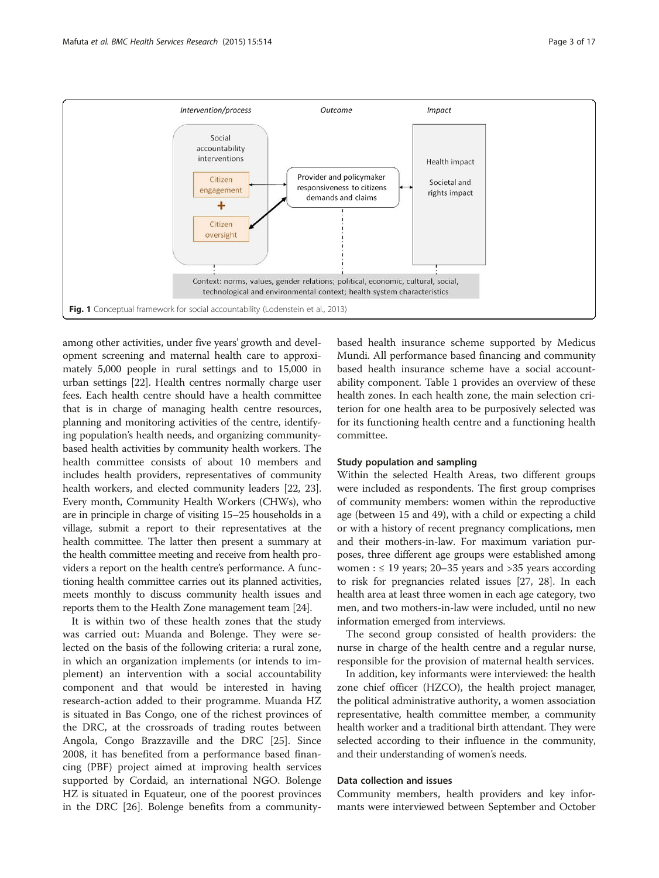Fig. 1 Conceptual framework for social accountability (Lodenstein et al., 2013)

among other activities, under five years' growth and development screening and maternal health care to approximately 5,000 people in rural settings and to 15,000 in urban settings [22]. Health centres normally charge user fees. Each health centre should have a health committee that is in charge of managing health centre resources, planning and monitoring activities of the centre, identifying population's health needs, and organizing community-based health activities by community health workers. The health committee consists of about 10 members and includes health providers, representatives of community health workers, and elected community leaders [22, 23]. Every month, Community Health Workers (CHWs), who are in principle in charge of visiting 15–25 households in a village, submit a report to their representatives at the health committee. The latter then present a summary at the health committee meeting and receive from health providers a report on the health centre's performance. A functioning health committee carries out its planned activities, meets monthly to discuss community health issues and reports them to the Health Zone management team [24].

It is within two of these health zones that the study was carried out: Muanda and Bolenge. They were selected on the basis of the following criteria: a rural zone, in which an organization implements (or intends to implement) an intervention with a social accountability component and that would be interested in having research-action added to their programme. Muanda HZ is situated in Bas Congo, one of the richest provinces of the DRC, at the crossroads of trading routes between Angola, Congo Brazzaville and the DRC [25]. Since 2008, it has benefited from a performance based financing (PBF) project aimed at improving health services supported by Cordaid, an international NGO. Bolenge HZ is situated in Equateur, one of the poorest provinces in the DRC [26]. Bolenge benefits from a community-based health insurance scheme supported by Medicus Mundi. All performance based financing and community based health insurance scheme have a social accountability component. Table 1 provides an overview of these health zones. In each health zone, the main selection criterion for one health area to be purposively selected was for its functioning health centre and a functioning health committee.

### Study population and sampling

Within the selected Health Areas, two different groups were included as respondents. The first group comprises of community members: women within the reproductive age (between 15 and 49), with a child or expecting a child or with a history of recent pregnancy complications, men and their mothers-in-law. For maximum variation purposes, three different age groups were established among women : ≤ 19 years; 20–35 years and >35 years according to risk for pregnancies related issues [27, 28]. In each health area at least three women in each age category, two men, and two mothers-in-law were included, until no new information emerged from interviews.

The second group consisted of health providers: the nurse in charge of the health centre and a regular nurse, responsible for the provision of maternal health services.

In addition, key informants were interviewed: the health zone chief officer (HZCO), the health project manager, the political administrative authority, a women association representative, health committee member, a community health worker and a traditional birth attendant. They were selected according to their influence in the community, and their understanding of women's needs.

### Data collection and issues

Community members, health providers and key informants were interviewed between September and October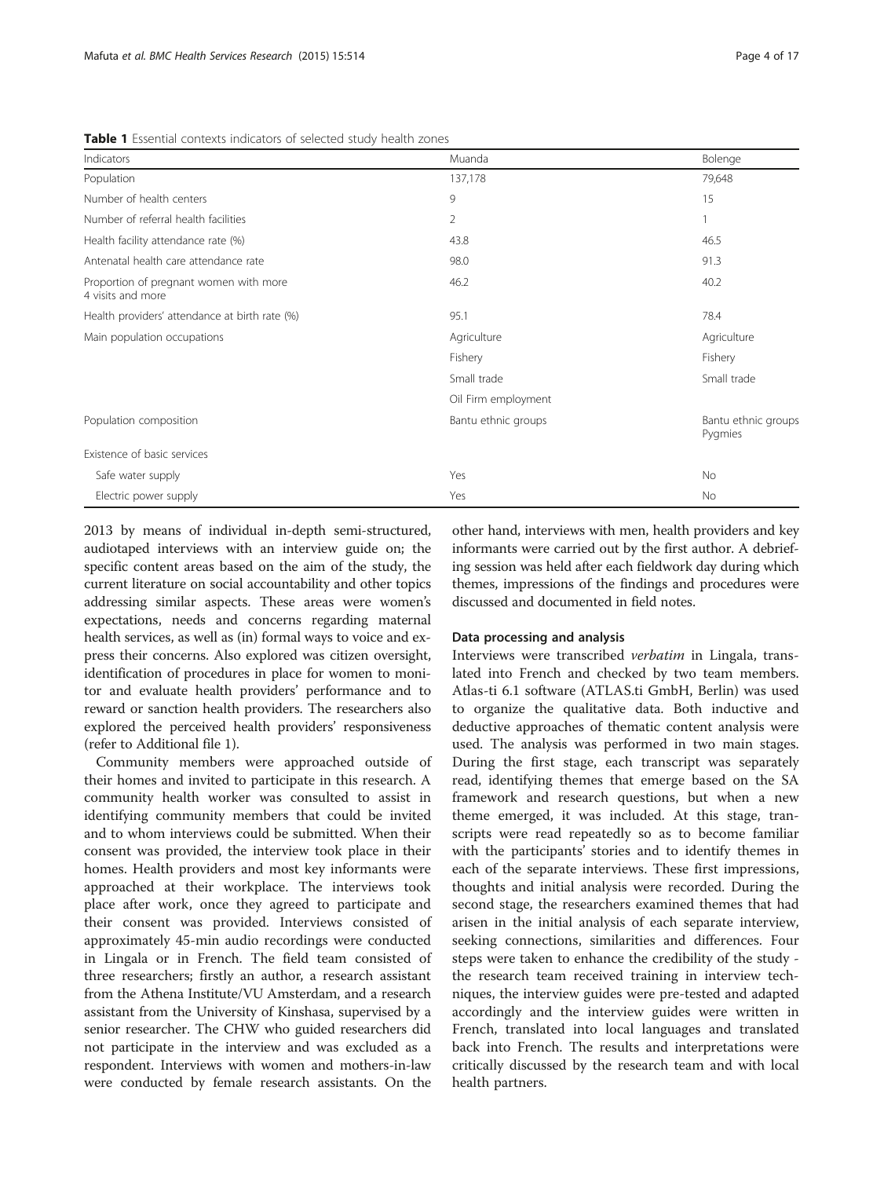**Table 1** Essential contexts indicators of selected study health zones

| Indicators | Muanda | Bolenge |
| --- | --- | --- |
| Population | 137,178 | 79,648 |
| Number of health centers | 9 | 15 |
| Number of referral health facilities | 2 | 1 |
| Health facility attendance rate (%) | 43.8 | 46.5 |
| Antenatal health care attendance rate | 98.0 | 91.3 |
| Proportion of pregnant women with more 4 visits and more | 46.2 | 40.2 |
| Health providers' attendance at birth rate (%) | 95.1 | 78.4 |
| Main population occupations | Agriculture | Agriculture |
| | Fishery | Fishery |
| | Small trade | Small trade |
| | Oil Firm employment | |
| Population composition | Bantu ethnic groups | Bantu ethnic groups Pygmies |
| Existence of basic services | | |
| Safe water supply | Yes | No |
| Electric power supply | Yes | No |

2013 by means of individual in-depth semi-structured, audiotaped interviews with an interview guide on; the specific content areas based on the aim of the study, the current literature on social accountability and other topics addressing similar aspects. These areas were women's expectations, needs and concerns regarding maternal health services, as well as (in) formal ways to voice and express their concerns. Also explored was citizen oversight, identification of procedures in place for women to monitor and evaluate health providers' performance and to reward or sanction health providers. The researchers also explored the perceived health providers' responsiveness (refer to Additional file 1).

Community members were approached outside of their homes and invited to participate in this research. A community health worker was consulted to assist in identifying community members that could be invited and to whom interviews could be submitted. When their consent was provided, the interview took place in their homes. Health providers and most key informants were approached at their workplace. The interviews took place after work, once they agreed to participate and their consent was provided. Interviews consisted of approximately 45-min audio recordings were conducted in Lingala or in French. The field team consisted of three researchers; firstly an author, a research assistant from the Athena Institute/VU Amsterdam, and a research assistant from the University of Kinshasa, supervised by a senior researcher. The CHW who guided researchers did not participate in the interview and was excluded as a respondent. Interviews with women and mothers-in-law were conducted by female research assistants. On the other hand, interviews with men, health providers and key informants were carried out by the first author. A debriefing session was held after each fieldwork day during which themes, impressions of the findings and procedures were discussed and documented in field notes.

### Data processing and analysis

Interviews were transcribed *verbatim* in Lingala, translated into French and checked by two team members. Atlas-ti 6.1 software (ATLAS.ti GmbH, Berlin) was used to organize the qualitative data. Both inductive and deductive approaches of thematic content analysis were used. The analysis was performed in two main stages. During the first stage, each transcript was separately read, identifying themes that emerge based on the SA framework and research questions, but when a new theme emerged, it was included. At this stage, transcripts were read repeatedly so as to become familiar with the participants' stories and to identify themes in each of the separate interviews. These first impressions, thoughts and initial analysis were recorded. During the second stage, the researchers examined themes that had arisen in the initial analysis of each separate interview, seeking connections, similarities and differences. Four steps were taken to enhance the credibility of the study - the research team received training in interview techniques, the interview guides were pre-tested and adapted accordingly and the interview guides were written in French, translated into local languages and translated back into French. The results and interpretations were critically discussed by the research team and with local health partners.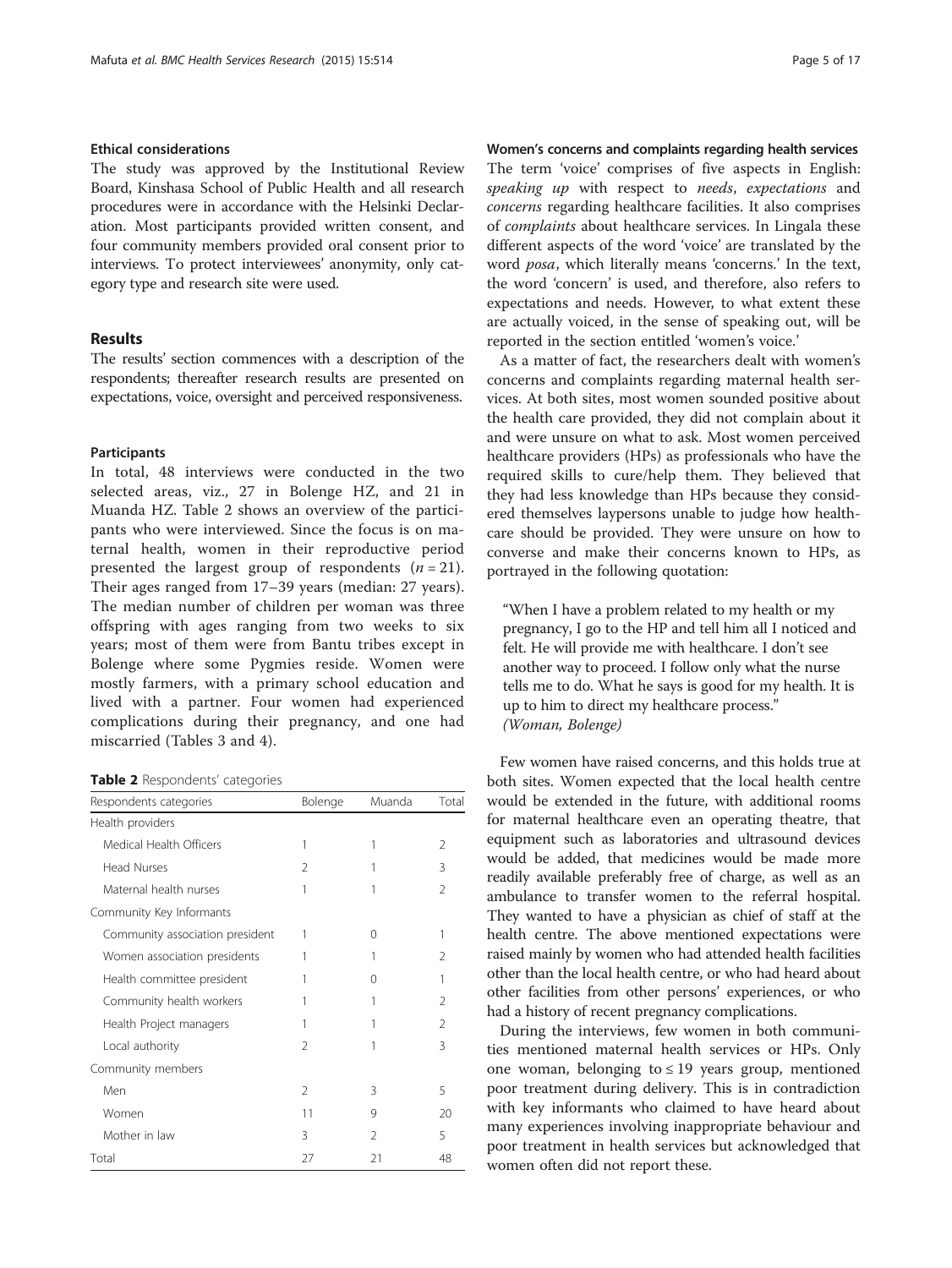### Ethical considerations

The study was approved by the Institutional Review Board, Kinshasa School of Public Health and all research procedures were in accordance with the Helsinki Declaration. Most participants provided written consent, and four community members provided oral consent prior to interviews. To protect interviewees' anonymity, only category type and research site were used.

## Results

The results' section commences with a description of the respondents; thereafter research results are presented on expectations, voice, oversight and perceived responsiveness.

### Participants

In total, 48 interviews were conducted in the two selected areas, viz., 27 in Bolenge HZ, and 21 in Muanda HZ. Table 2 shows an overview of the participants who were interviewed. Since the focus is on maternal health, women in their reproductive period presented the largest group of respondents ($n = 21$). Their ages ranged from 17–39 years (median: 27 years). The median number of children per woman was three offspring with ages ranging from two weeks to six years; most of them were from Bantu tribes except in Bolenge where some Pygmies reside. Women were mostly farmers, with a primary school education and lived with a partner. Four women had experienced complications during their pregnancy, and one had miscarried (Tables 3 and 4).

**Table 2** Respondents' categories

| Respondents categories | Bolenge | Muanda | Total |
|---|---|---|---|
| Health providers | | | |
| Medical Health Officers | 1 | 1 | 2 |
| Head Nurses | 2 | 1 | 3 |
| Maternal health nurses | 1 | 1 | 2 |
| Community Key Informants | | | |
| Community association president | 1 | 0 | 1 |
| Women association presidents | 1 | 1 | 2 |
| Health committee president | 1 | 0 | 1 |
| Community health workers | 1 | 1 | 2 |
| Health Project managers | 1 | 1 | 2 |
| Local authority | 2 | 1 | 3 |
| Community members | | | |
| Men | 2 | 3 | 5 |
| Women | 11 | 9 | 20 |
| Mother in law | 3 | 2 | 5 |
| Total | 27 | 21 | 48 |

### Women's concerns and complaints regarding health services

The term 'voice' comprises of five aspects in English: *speaking up* with respect to *needs*, *expectations* and *concerns* regarding healthcare facilities. It also comprises of *complaints* about healthcare services. In Lingala these different aspects of the word 'voice' are translated by the word *posa*, which literally means 'concerns.' In the text, the word 'concern' is used, and therefore, also refers to expectations and needs. However, to what extent these are actually voiced, in the sense of speaking out, will be reported in the section entitled 'women's voice.'

As a matter of fact, the researchers dealt with women's concerns and complaints regarding maternal health services. At both sites, most women sounded positive about the health care provided, they did not complain about it and were unsure on what to ask. Most women perceived healthcare providers (HPs) as professionals who have the required skills to cure/help them. They believed that they had less knowledge than HPs because they considered themselves laypersons unable to judge how healthcare should be provided. They were unsure on how to converse and make their concerns known to HPs, as portrayed in the following quotation:

> "When I have a problem related to my health or my pregnancy, I go to the HP and tell him all I noticed and felt. He will provide me with healthcare. I don't see another way to proceed. I follow only what the nurse tells me to do. What he says is good for my health. It is up to him to direct my healthcare process."
> *(Woman, Bolenge)*

Few women have raised concerns, and this holds true at both sites. Women expected that the local health centre would be extended in the future, with additional rooms for maternal healthcare even an operating theatre, that equipment such as laboratories and ultrasound devices would be added, that medicines would be made more readily available preferably free of charge, as well as an ambulance to transfer women to the referral hospital. They wanted to have a physician as chief of staff at the health centre. The above mentioned expectations were raised mainly by women who had attended health facilities other than the local health centre, or who had heard about other facilities from other persons' experiences, or who had a history of recent pregnancy complications.

During the interviews, few women in both communities mentioned maternal health services or HPs. Only one woman, belonging to ≤ 19 years group, mentioned poor treatment during delivery. This is in contradiction with key informants who claimed to have heard about many experiences involving inappropriate behaviour and poor treatment in health services but acknowledged that women often did not report these.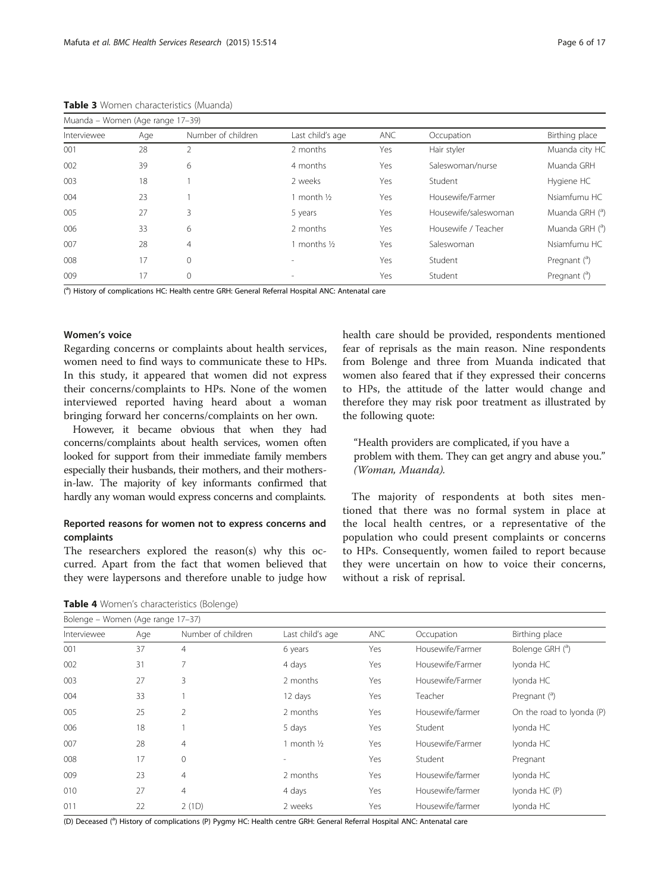**Table 3** Women characteristics (Muanda)

| Muanda – Women (Age range 17–39) | | | | | | |
|---|---|---|---|---|---|---|
| Interviewee | Age | Number of children | Last child's age | ANC | Occupation | Birthing place |
| 001 | 28 | 2 | 2 months | Yes | Hair styler | Muanda city HC |
| 002 | 39 | 6 | 4 months | Yes | Saleswoman/nurse | Muanda GRH |
| 003 | 18 | 1 | 2 weeks | Yes | Student | Hygiene HC |
| 004 | 23 | 1 | 1 month ½ | Yes | Housewife/Farmer | Nsiamfumu HC |
| 005 | 27 | 3 | 5 years | Yes | Housewife/saleswoman | Muanda GRH ([a]) |
| 006 | 33 | 6 | 2 months | Yes | Housewife / Teacher | Muanda GRH ([a]) |
| 007 | 28 | 4 | 1 months ½ | Yes | Saleswoman | Nsiamfumu HC |
| 008 | 17 | 0 | - | Yes | Student | Pregnant ([a]) |
| 009 | 17 | 0 | - | Yes | Student | Pregnant ([a]) |

([a]) History of complications HC: Health centre GRH: General Referral Hospital ANC: Antenatal care

#### Women's voice

Regarding concerns or complaints about health services, women need to find ways to communicate these to HPs. In this study, it appeared that women did not express their concerns/complaints to HPs. None of the women interviewed reported having heard about a woman bringing forward her concerns/complaints on her own.

However, it became obvious that when they had concerns/complaints about health services, women often looked for support from their immediate family members especially their husbands, their mothers, and their mothers-in-law. The majority of key informants confirmed that hardly any woman would express concerns and complaints.

### Reported reasons for women not to express concerns and complaints

The researchers explored the reason(s) why this occurred. Apart from the fact that women believed that they were laypersons and therefore unable to judge how health care should be provided, respondents mentioned fear of reprisals as the main reason. Nine respondents from Bolenge and three from Muanda indicated that women also feared that if they expressed their concerns to HPs, the attitude of the latter would change and therefore they may risk poor treatment as illustrated by the following quote:

> "Health providers are complicated, if you have a problem with them. They can get angry and abuse you." *(Woman, Muanda).*

The majority of respondents at both sites mentioned that there was no formal system in place at the local health centres, or a representative of the population who could present complaints or concerns to HPs. Consequently, women failed to report because they were uncertain on how to voice their concerns, without a risk of reprisal.

**Table 4** Women's characteristics (Bolenge)

| Bolenge – Women (Age range 17–37) | | | | | | |
|---|---|---|---|---|---|---|
| Interviewee | Age | Number of children | Last child's age | ANC | Occupation | Birthing place |
| 001 | 37 | 4 | 6 years | Yes | Housewife/Farmer | Bolenge GRH ([a]) |
| 002 | 31 | 7 | 4 days | Yes | Housewife/Farmer | Iyonda HC |
| 003 | 27 | 3 | 2 months | Yes | Housewife/Farmer | Iyonda HC |
| 004 | 33 | 1 | 12 days | Yes | Teacher | Pregnant ([a]) |
| 005 | 25 | 2 | 2 months | Yes | Housewife/farmer | On the road to Iyonda (P) |
| 006 | 18 | 1 | 5 days | Yes | Student | Iyonda HC |
| 007 | 28 | 4 | 1 month ½ | Yes | Housewife/Farmer | Iyonda HC |
| 008 | 17 | 0 | - | Yes | Student | Pregnant |
| 009 | 23 | 4 | 2 months | Yes | Housewife/farmer | Iyonda HC |
| 010 | 27 | 4 | 4 days | Yes | Housewife/farmer | Iyonda HC (P) |
| 011 | 22 | 2 (1D) | 2 weeks | Yes | Housewife/farmer | Iyonda HC |

(D) Deceased ([a]) History of complications (P) Pygmy HC: Health centre GRH: General Referral Hospital ANC: Antenatal care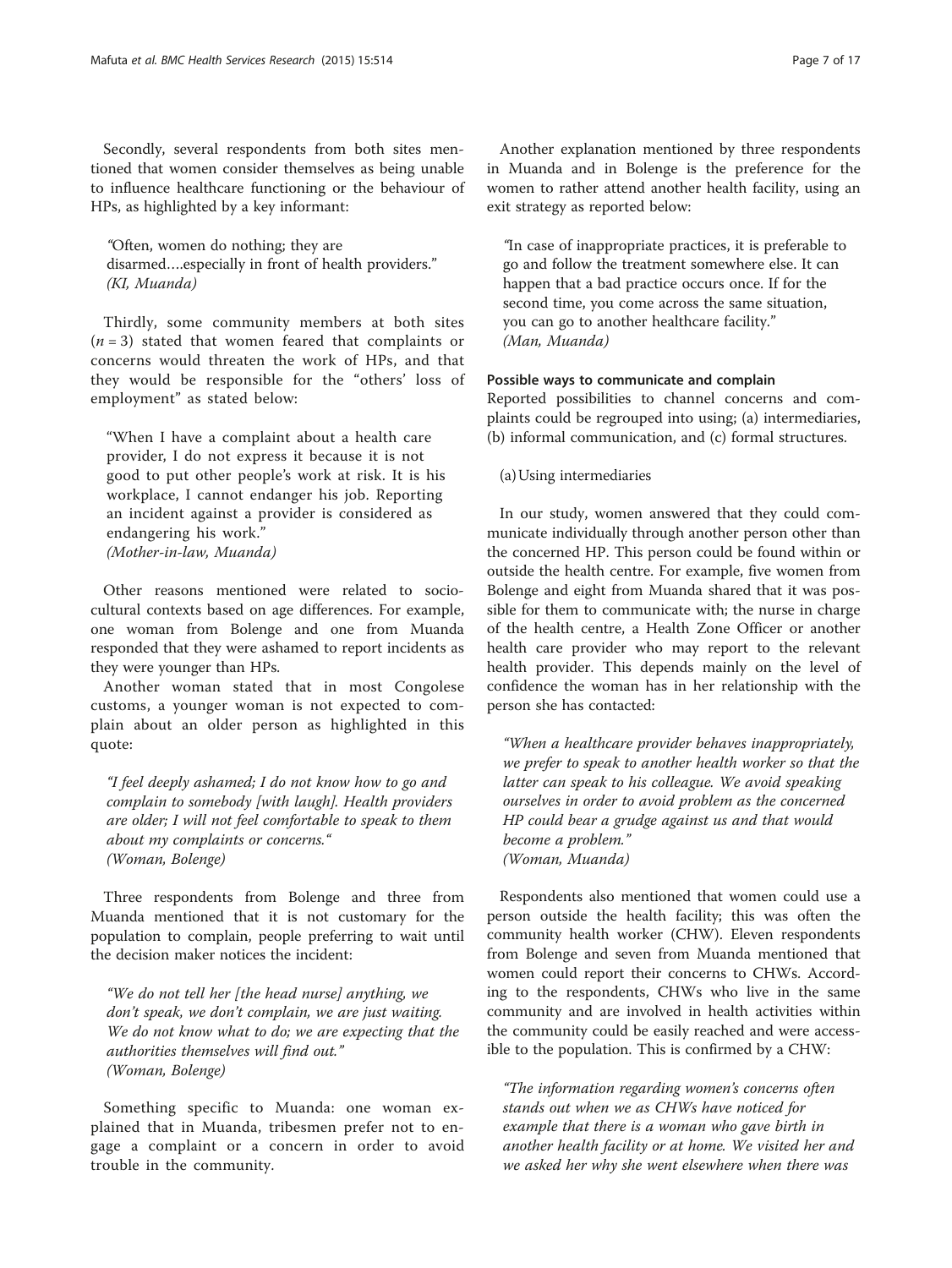Secondly, several respondents from both sites mentioned that women consider themselves as being unable to influence healthcare functioning or the behaviour of HPs, as highlighted by a key informant:

> *"Often, women do nothing; they are disarmed….especially in front of health providers."*
> *(KI, Muanda)*

Thirdly, some community members at both sites ($n = 3$) stated that women feared that complaints or concerns would threaten the work of HPs, and that they would be responsible for the "others' loss of employment" as stated below:

> "When I have a complaint about a health care provider, I do not express it because it is not good to put other people's work at risk. It is his workplace, I cannot endanger his job. Reporting an incident against a provider is considered as endangering his work."
> *(Mother-in-law, Muanda)*

Other reasons mentioned were related to sociocultural contexts based on age differences. For example, one woman from Bolenge and one from Muanda responded that they were ashamed to report incidents as they were younger than HPs.

Another woman stated that in most Congolese customs, a younger woman is not expected to complain about an older person as highlighted in this quote:

> *"I feel deeply ashamed; I do not know how to go and complain to somebody [with laugh]. Health providers are older; I will not feel comfortable to speak to them about my complaints or concerns."*
> *(Woman, Bolenge)*

Three respondents from Bolenge and three from Muanda mentioned that it is not customary for the population to complain, people preferring to wait until the decision maker notices the incident:

> *"We do not tell her [the head nurse] anything, we don't speak, we don't complain, we are just waiting. We do not know what to do; we are expecting that the authorities themselves will find out."*
> *(Woman, Bolenge)*

Something specific to Muanda: one woman explained that in Muanda, tribesmen prefer not to engage a complaint or a concern in order to avoid trouble in the community.

Another explanation mentioned by three respondents in Muanda and in Bolenge is the preference for the women to rather attend another health facility, using an exit strategy as reported below:

> *"In case of inappropriate practices, it is preferable to go and follow the treatment somewhere else. It can happen that a bad practice occurs once. If for the second time, you come across the same situation, you can go to another healthcare facility."*
> *(Man, Muanda)*

#### Possible ways to communicate and complain

Reported possibilities to channel concerns and complaints could be regrouped into using; (a) intermediaries, (b) informal communication, and (c) formal structures.

(a) Using intermediaries

In our study, women answered that they could communicate individually through another person other than the concerned HP. This person could be found within or outside the health centre. For example, five women from Bolenge and eight from Muanda shared that it was possible for them to communicate with; the nurse in charge of the health centre, a Health Zone Officer or another health care provider who may report to the relevant health provider. This depends mainly on the level of confidence the woman has in her relationship with the person she has contacted:

> *"When a healthcare provider behaves inappropriately, we prefer to speak to another health worker so that the latter can speak to his colleague. We avoid speaking ourselves in order to avoid problem as the concerned HP could bear a grudge against us and that would become a problem."*
> *(Woman, Muanda)*

Respondents also mentioned that women could use a person outside the health facility; this was often the community health worker (CHW). Eleven respondents from Bolenge and seven from Muanda mentioned that women could report their concerns to CHWs. According to the respondents, CHWs who live in the same community and are involved in health activities within the community could be easily reached and were accessible to the population. This is confirmed by a CHW:

> *"The information regarding women's concerns often stands out when we as CHWs have noticed for example that there is a woman who gave birth in another health facility or at home. We visited her and we asked her why she went elsewhere when there was*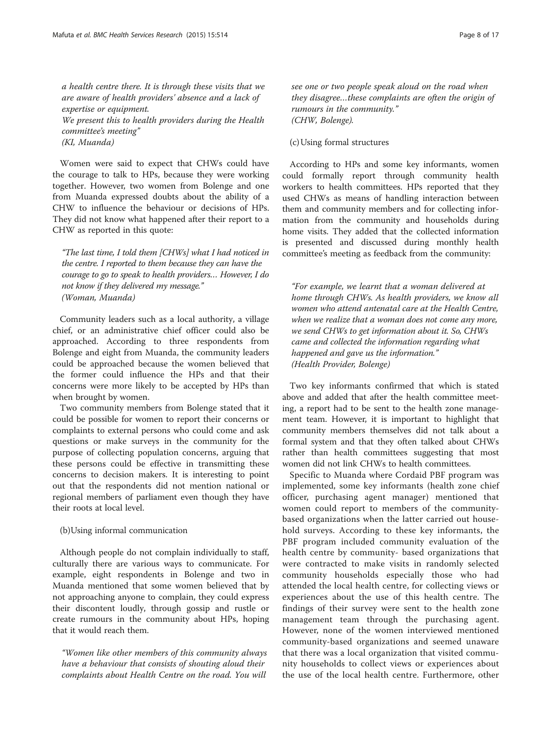*a health centre there. It is through these visits that we are aware of health providers' absence and a lack of expertise or equipment.*
*We present this to health providers during the Health committee's meeting"*
*(KI, Muanda)*

Women were said to expect that CHWs could have the courage to talk to HPs, because they were working together. However, two women from Bolenge and one from Muanda expressed doubts about the ability of a CHW to influence the behaviour or decisions of HPs. They did not know what happened after their report to a CHW as reported in this quote:

*"The last time, I told them [CHWs] what I had noticed in the centre. I reported to them because they can have the courage to go to speak to health providers… However, I do not know if they delivered my message."*
*(Woman, Muanda)*

Community leaders such as a local authority, a village chief, or an administrative chief officer could also be approached. According to three respondents from Bolenge and eight from Muanda, the community leaders could be approached because the women believed that the former could influence the HPs and that their concerns were more likely to be accepted by HPs than when brought by women.

Two community members from Bolenge stated that it could be possible for women to report their concerns or complaints to external persons who could come and ask questions or make surveys in the community for the purpose of collecting population concerns, arguing that these persons could be effective in transmitting these concerns to decision makers. It is interesting to point out that the respondents did not mention national or regional members of parliament even though they have their roots at local level.

(b) Using informal communication

Although people do not complain individually to staff, culturally there are various ways to communicate. For example, eight respondents in Bolenge and two in Muanda mentioned that some women believed that by not approaching anyone to complain, they could express their discontent loudly, through gossip and rustle or create rumours in the community about HPs, hoping that it would reach them.

*"Women like other members of this community always have a behaviour that consists of shouting aloud their complaints about Health Centre on the road. You will see one or two people speak aloud on the road when they disagree…these complaints are often the origin of rumours in the community."*
*(CHW, Bolenge).*

(c) Using formal structures

According to HPs and some key informants, women could formally report through community health workers to health committees. HPs reported that they used CHWs as means of handling interaction between them and community members and for collecting information from the community and households during home visits. They added that the collected information is presented and discussed during monthly health committee's meeting as feedback from the community:

*"For example, we learnt that a woman delivered at home through CHWs. As health providers, we know all women who attend antenatal care at the Health Centre, when we realize that a woman does not come any more, we send CHWs to get information about it. So, CHWs came and collected the information regarding what happened and gave us the information."*
*(Health Provider, Bolenge)*

Two key informants confirmed that which is stated above and added that after the health committee meeting, a report had to be sent to the health zone management team. However, it is important to highlight that community members themselves did not talk about a formal system and that they often talked about CHWs rather than health committees suggesting that most women did not link CHWs to health committees.

Specific to Muanda where Cordaid PBF program was implemented, some key informants (health zone chief officer, purchasing agent manager) mentioned that women could report to members of the community-based organizations when the latter carried out household surveys. According to these key informants, the PBF program included community evaluation of the health centre by community- based organizations that were contracted to make visits in randomly selected community households especially those who had attended the local health centre, for collecting views or experiences about the use of this health centre. The findings of their survey were sent to the health zone management team through the purchasing agent. However, none of the women interviewed mentioned community-based organizations and seemed unaware that there was a local organization that visited community households to collect views or experiences about the use of the local health centre. Furthermore, other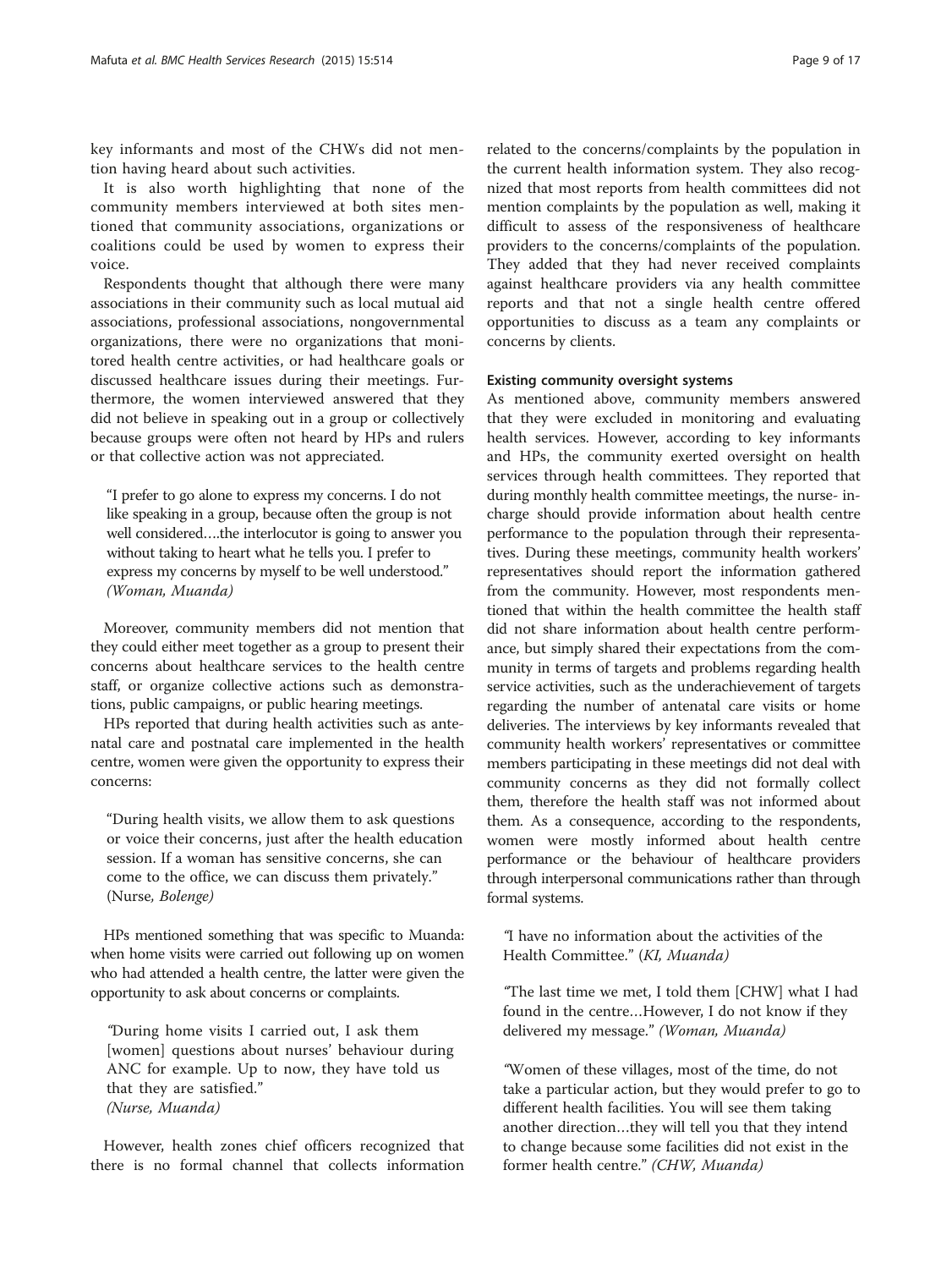key informants and most of the CHWs did not mention having heard about such activities.

It is also worth highlighting that none of the community members interviewed at both sites mentioned that community associations, organizations or coalitions could be used by women to express their voice.

Respondents thought that although there were many associations in their community such as local mutual aid associations, professional associations, nongovernmental organizations, there were no organizations that monitored health centre activities, or had healthcare goals or discussed healthcare issues during their meetings. Furthermore, the women interviewed answered that they did not believe in speaking out in a group or collectively because groups were often not heard by HPs and rulers or that collective action was not appreciated.

> "I prefer to go alone to express my concerns. I do not like speaking in a group, because often the group is not well considered….the interlocutor is going to answer you without taking to heart what he tells you. I prefer to express my concerns by myself to be well understood." *(Woman, Muanda)*

Moreover, community members did not mention that they could either meet together as a group to present their concerns about healthcare services to the health centre staff, or organize collective actions such as demonstrations, public campaigns, or public hearing meetings.

HPs reported that during health activities such as antenatal care and postnatal care implemented in the health centre, women were given the opportunity to express their concerns:

> "During health visits, we allow them to ask questions or voice their concerns, just after the health education session. If a woman has sensitive concerns, she can come to the office, we can discuss them privately." (Nurse, *Bolenge)*

HPs mentioned something that was specific to Muanda: when home visits were carried out following up on women who had attended a health centre, the latter were given the opportunity to ask about concerns or complaints.

> "During home visits I carried out, I ask them [women] questions about nurses' behaviour during ANC for example. Up to now, they have told us that they are satisfied." *(Nurse, Muanda)*

However, health zones chief officers recognized that there is no formal channel that collects information related to the concerns/complaints by the population in the current health information system. They also recognized that most reports from health committees did not mention complaints by the population as well, making it difficult to assess of the responsiveness of healthcare providers to the concerns/complaints of the population. They added that they had never received complaints against healthcare providers via any health committee reports and that not a single health centre offered opportunities to discuss as a team any complaints or concerns by clients.

#### Existing community oversight systems

As mentioned above, community members answered that they were excluded in monitoring and evaluating health services. However, according to key informants and HPs, the community exerted oversight on health services through health committees. They reported that during monthly health committee meetings, the nurse- in-charge should provide information about health centre performance to the population through their representatives. During these meetings, community health workers' representatives should report the information gathered from the community. However, most respondents mentioned that within the health committee the health staff did not share information about health centre performance, but simply shared their expectations from the community in terms of targets and problems regarding health service activities, such as the underachievement of targets regarding the number of antenatal care visits or home deliveries. The interviews by key informants revealed that community health workers' representatives or committee members participating in these meetings did not deal with community concerns as they did not formally collect them, therefore the health staff was not informed about them. As a consequence, according to the respondents, women were mostly informed about health centre performance or the behaviour of healthcare providers through interpersonal communications rather than through formal systems.

> "I have no information about the activities of the Health Committee." (*KI, Muanda)*

> "The last time we met, I told them [CHW] what I had found in the centre…However, I do not know if they delivered my message." *(Woman, Muanda)*

> "Women of these villages, most of the time, do not take a particular action, but they would prefer to go to different health facilities. You will see them taking another direction…they will tell you that they intend to change because some facilities did not exist in the former health centre." *(CHW, Muanda)*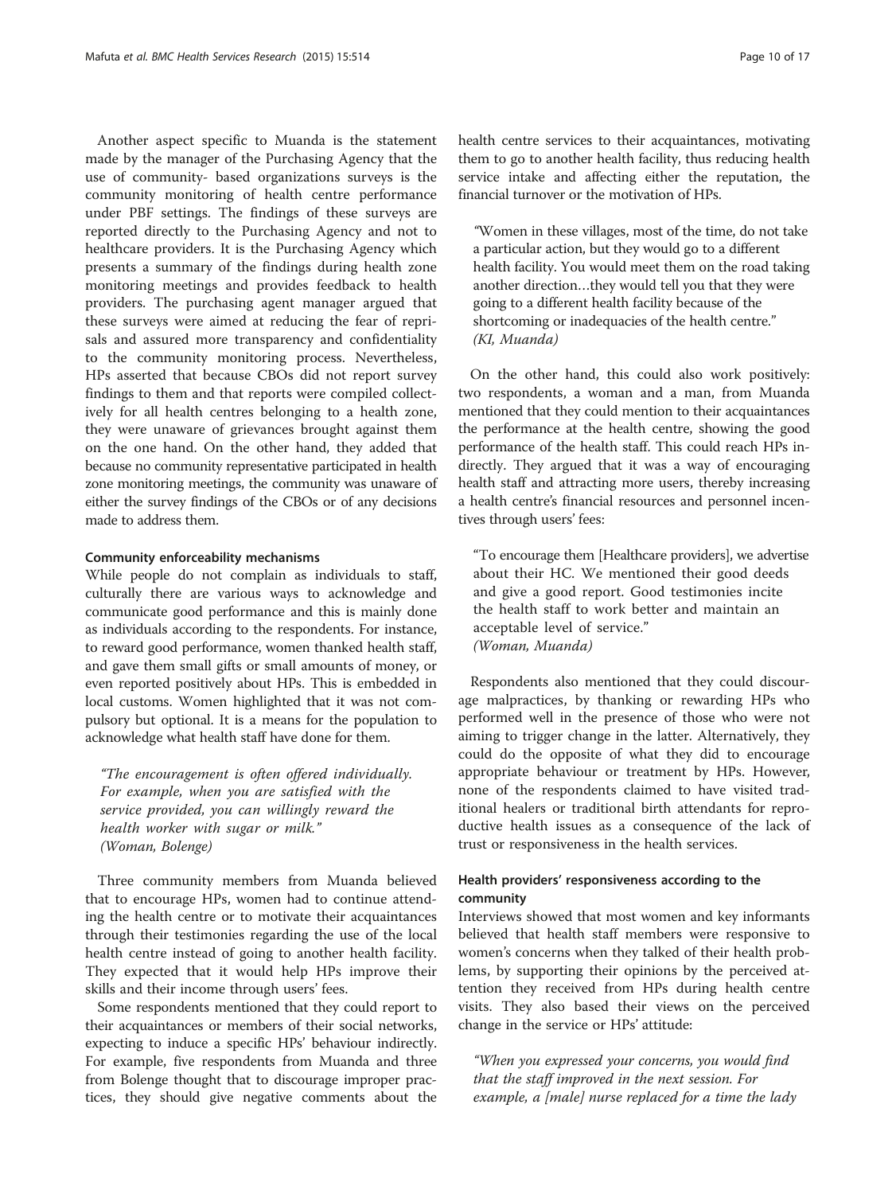Another aspect specific to Muanda is the statement made by the manager of the Purchasing Agency that the use of community- based organizations surveys is the community monitoring of health centre performance under PBF settings. The findings of these surveys are reported directly to the Purchasing Agency and not to healthcare providers. It is the Purchasing Agency which presents a summary of the findings during health zone monitoring meetings and provides feedback to health providers. The purchasing agent manager argued that these surveys were aimed at reducing the fear of reprisals and assured more transparency and confidentiality to the community monitoring process. Nevertheless, HPs asserted that because CBOs did not report survey findings to them and that reports were compiled collectively for all health centres belonging to a health zone, they were unaware of grievances brought against them on the one hand. On the other hand, they added that because no community representative participated in health zone monitoring meetings, the community was unaware of either the survey findings of the CBOs or of any decisions made to address them.

#### Community enforceability mechanisms

While people do not complain as individuals to staff, culturally there are various ways to acknowledge and communicate good performance and this is mainly done as individuals according to the respondents. For instance, to reward good performance, women thanked health staff, and gave them small gifts or small amounts of money, or even reported positively about HPs. This is embedded in local customs. Women highlighted that it was not compulsory but optional. It is a means for the population to acknowledge what health staff have done for them.

> *"The encouragement is often offered individually. For example, when you are satisfied with the service provided, you can willingly reward the health worker with sugar or milk."*
> *(Woman, Bolenge)*

Three community members from Muanda believed that to encourage HPs, women had to continue attending the health centre or to motivate their acquaintances through their testimonies regarding the use of the local health centre instead of going to another health facility. They expected that it would help HPs improve their skills and their income through users' fees.

Some respondents mentioned that they could report to their acquaintances or members of their social networks, expecting to induce a specific HPs' behaviour indirectly. For example, five respondents from Muanda and three from Bolenge thought that to discourage improper practices, they should give negative comments about the health centre services to their acquaintances, motivating them to go to another health facility, thus reducing health service intake and affecting either the reputation, the financial turnover or the motivation of HPs.

> *"Women in these villages, most of the time, do not take a particular action, but they would go to a different health facility. You would meet them on the road taking another direction…they would tell you that they were going to a different health facility because of the shortcoming or inadequacies of the health centre."*
> *(KI, Muanda)*

On the other hand, this could also work positively: two respondents, a woman and a man, from Muanda mentioned that they could mention to their acquaintances the performance at the health centre, showing the good performance of the health staff. This could reach HPs indirectly. They argued that it was a way of encouraging health staff and attracting more users, thereby increasing a health centre's financial resources and personnel incentives through users' fees:

> "To encourage them [Healthcare providers], we advertise about their HC. We mentioned their good deeds and give a good report. Good testimonies incite the health staff to work better and maintain an acceptable level of service."
> *(Woman, Muanda)*

Respondents also mentioned that they could discourage malpractices, by thanking or rewarding HPs who performed well in the presence of those who were not aiming to trigger change in the latter. Alternatively, they could do the opposite of what they did to encourage appropriate behaviour or treatment by HPs. However, none of the respondents claimed to have visited traditional healers or traditional birth attendants for reproductive health issues as a consequence of the lack of trust or responsiveness in the health services.

### Health providers' responsiveness according to the community

Interviews showed that most women and key informants believed that health staff members were responsive to women's concerns when they talked of their health problems, by supporting their opinions by the perceived attention they received from HPs during health centre visits. They also based their views on the perceived change in the service or HPs' attitude:

> *"When you expressed your concerns, you would find that the staff improved in the next session. For example, a [male] nurse replaced for a time the lady*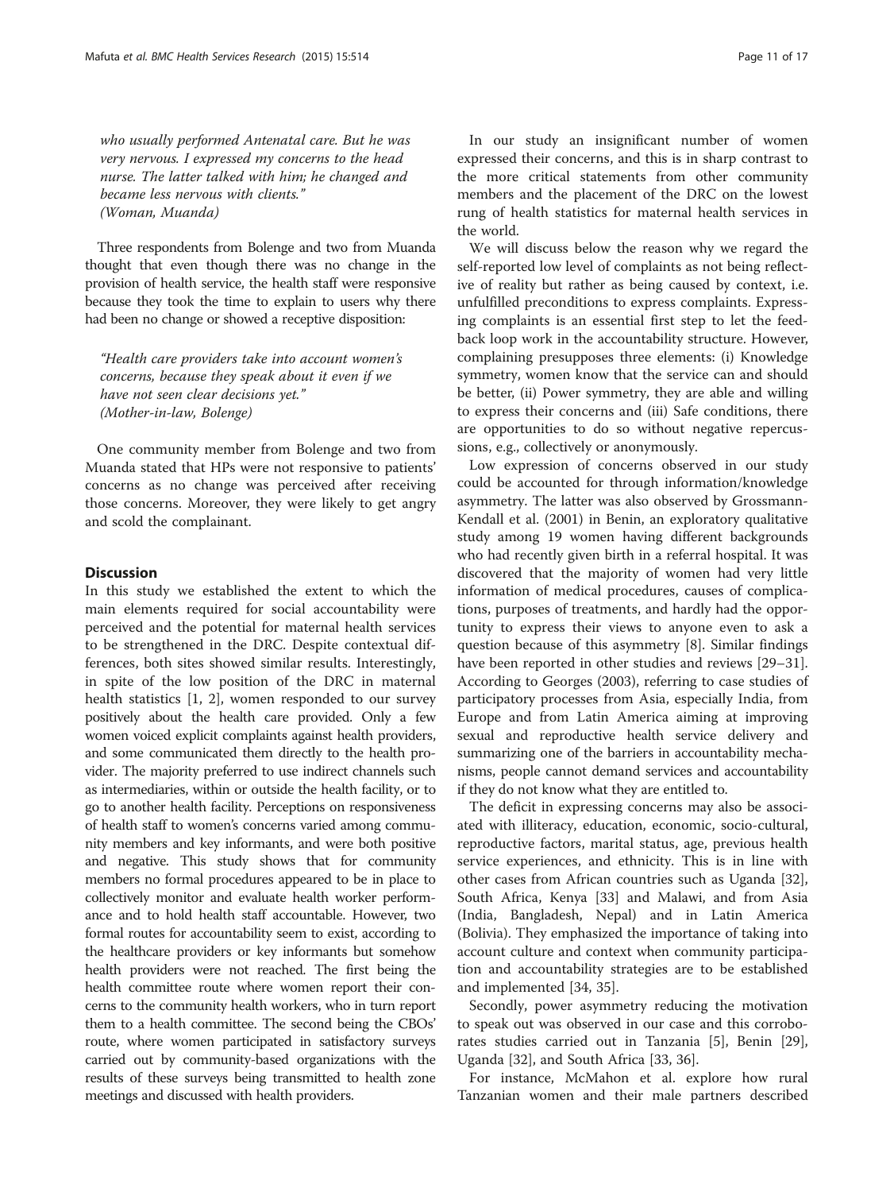*who usually performed Antenatal care. But he was very nervous. I expressed my concerns to the head nurse. The latter talked with him; he changed and became less nervous with clients."*
*(Woman, Muanda)*

Three respondents from Bolenge and two from Muanda thought that even though there was no change in the provision of health service, the health staff were responsive because they took the time to explain to users why there had been no change or showed a receptive disposition:

*"Health care providers take into account women's concerns, because they speak about it even if we have not seen clear decisions yet."*
*(Mother-in-law, Bolenge)*

One community member from Bolenge and two from Muanda stated that HPs were not responsive to patients' concerns as no change was perceived after receiving those concerns. Moreover, they were likely to get angry and scold the complainant.

## Discussion

In this study we established the extent to which the main elements required for social accountability were perceived and the potential for maternal health services to be strengthened in the DRC. Despite contextual differences, both sites showed similar results. Interestingly, in spite of the low position of the DRC in maternal health statistics [1, 2], women responded to our survey positively about the health care provided. Only a few women voiced explicit complaints against health providers, and some communicated them directly to the health provider. The majority preferred to use indirect channels such as intermediaries, within or outside the health facility, or to go to another health facility. Perceptions on responsiveness of health staff to women's concerns varied among community members and key informants, and were both positive and negative. This study shows that for community members no formal procedures appeared to be in place to collectively monitor and evaluate health worker performance and to hold health staff accountable. However, two formal routes for accountability seem to exist, according to the healthcare providers or key informants but somehow health providers were not reached. The first being the health committee route where women report their concerns to the community health workers, who in turn report them to a health committee. The second being the CBOs' route, where women participated in satisfactory surveys carried out by community-based organizations with the results of these surveys being transmitted to health zone meetings and discussed with health providers.

In our study an insignificant number of women expressed their concerns, and this is in sharp contrast to the more critical statements from other community members and the placement of the DRC on the lowest rung of health statistics for maternal health services in the world.

We will discuss below the reason why we regard the self-reported low level of complaints as not being reflective of reality but rather as being caused by context, i.e. unfulfilled preconditions to express complaints. Expressing complaints is an essential first step to let the feedback loop work in the accountability structure. However, complaining presupposes three elements: (i) Knowledge symmetry, women know that the service can and should be better, (ii) Power symmetry, they are able and willing to express their concerns and (iii) Safe conditions, there are opportunities to do so without negative repercussions, e.g., collectively or anonymously.

Low expression of concerns observed in our study could be accounted for through information/knowledge asymmetry. The latter was also observed by Grossmann-Kendall et al. (2001) in Benin, an exploratory qualitative study among 19 women having different backgrounds who had recently given birth in a referral hospital. It was discovered that the majority of women had very little information of medical procedures, causes of complications, purposes of treatments, and hardly had the opportunity to express their views to anyone even to ask a question because of this asymmetry [8]. Similar findings have been reported in other studies and reviews [29–31]. According to Georges (2003), referring to case studies of participatory processes from Asia, especially India, from Europe and from Latin America aiming at improving sexual and reproductive health service delivery and summarizing one of the barriers in accountability mechanisms, people cannot demand services and accountability if they do not know what they are entitled to.

The deficit in expressing concerns may also be associated with illiteracy, education, economic, socio-cultural, reproductive factors, marital status, age, previous health service experiences, and ethnicity. This is in line with other cases from African countries such as Uganda [32], South Africa, Kenya [33] and Malawi, and from Asia (India, Bangladesh, Nepal) and in Latin America (Bolivia). They emphasized the importance of taking into account culture and context when community participation and accountability strategies are to be established and implemented [34, 35].

Secondly, power asymmetry reducing the motivation to speak out was observed in our case and this corroborates studies carried out in Tanzania [5], Benin [29], Uganda [32], and South Africa [33, 36].

For instance, McMahon et al. explore how rural Tanzanian women and their male partners described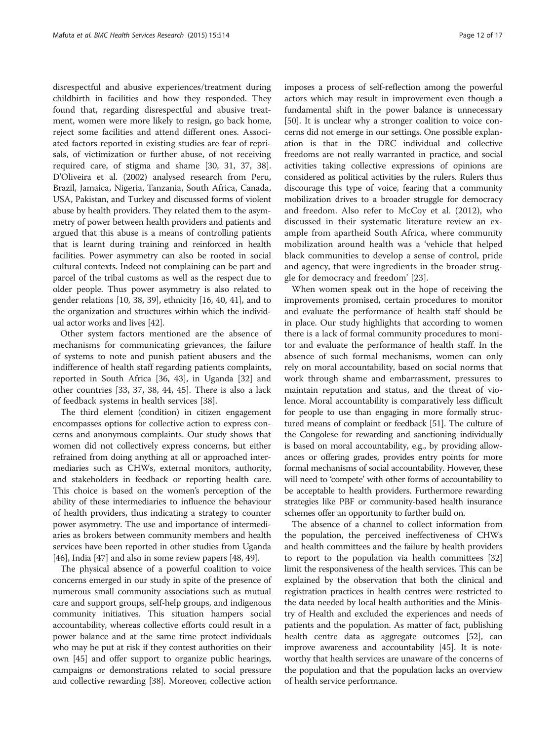disrespectful and abusive experiences/treatment during childbirth in facilities and how they responded. They found that, regarding disrespectful and abusive treatment, women were more likely to resign, go back home, reject some facilities and attend different ones. Associated factors reported in existing studies are fear of reprisals, of victimization or further abuse, of not receiving required care, of stigma and shame [30, 31, 37, 38]. D'Oliveira et al. (2002) analysed research from Peru, Brazil, Jamaica, Nigeria, Tanzania, South Africa, Canada, USA, Pakistan, and Turkey and discussed forms of violent abuse by health providers. They related them to the asymmetry of power between health providers and patients and argued that this abuse is a means of controlling patients that is learnt during training and reinforced in health facilities. Power asymmetry can also be rooted in social cultural contexts. Indeed not complaining can be part and parcel of the tribal customs as well as the respect due to older people. Thus power asymmetry is also related to gender relations [10, 38, 39], ethnicity [16, 40, 41], and to the organization and structures within which the individual actor works and lives [42].

Other system factors mentioned are the absence of mechanisms for communicating grievances, the failure of systems to note and punish patient abusers and the indifference of health staff regarding patients complaints, reported in South Africa [36, 43], in Uganda [32] and other countries [33, 37, 38, 44, 45]. There is also a lack of feedback systems in health services [38].

The third element (condition) in citizen engagement encompasses options for collective action to express concerns and anonymous complaints. Our study shows that women did not collectively express concerns, but either refrained from doing anything at all or approached intermediaries such as CHWs, external monitors, authority, and stakeholders in feedback or reporting health care. This choice is based on the women's perception of the ability of these intermediaries to influence the behaviour of health providers, thus indicating a strategy to counter power asymmetry. The use and importance of intermediaries as brokers between community members and health services have been reported in other studies from Uganda [46], India [47] and also in some review papers [48, 49].

The physical absence of a powerful coalition to voice concerns emerged in our study in spite of the presence of numerous small community associations such as mutual care and support groups, self-help groups, and indigenous community initiatives. This situation hampers social accountability, whereas collective efforts could result in a power balance and at the same time protect individuals who may be put at risk if they contest authorities on their own [45] and offer support to organize public hearings, campaigns or demonstrations related to social pressure and collective rewarding [38]. Moreover, collective action imposes a process of self-reflection among the powerful actors which may result in improvement even though a fundamental shift in the power balance is unnecessary [50]. It is unclear why a stronger coalition to voice concerns did not emerge in our settings. One possible explanation is that in the DRC individual and collective freedoms are not really warranted in practice, and social activities taking collective expressions of opinions are considered as political activities by the rulers. Rulers thus discourage this type of voice, fearing that a community mobilization drives to a broader struggle for democracy and freedom. Also refer to McCoy et al. (2012), who discussed in their systematic literature review an example from apartheid South Africa, where community mobilization around health was a 'vehicle that helped black communities to develop a sense of control, pride and agency, that were ingredients in the broader struggle for democracy and freedom' [23].

When women speak out in the hope of receiving the improvements promised, certain procedures to monitor and evaluate the performance of health staff should be in place. Our study highlights that according to women there is a lack of formal community procedures to monitor and evaluate the performance of health staff. In the absence of such formal mechanisms, women can only rely on moral accountability, based on social norms that work through shame and embarrassment, pressures to maintain reputation and status, and the threat of violence. Moral accountability is comparatively less difficult for people to use than engaging in more formally structured means of complaint or feedback [51]. The culture of the Congolese for rewarding and sanctioning individually is based on moral accountability, e.g., by providing allowances or offering grades, provides entry points for more formal mechanisms of social accountability. However, these will need to 'compete' with other forms of accountability to be acceptable to health providers. Furthermore rewarding strategies like PBF or community-based health insurance schemes offer an opportunity to further build on.

The absence of a channel to collect information from the population, the perceived ineffectiveness of CHWs and health committees and the failure by health providers to report to the population via health committees [32] limit the responsiveness of the health services. This can be explained by the observation that both the clinical and registration practices in health centres were restricted to the data needed by local health authorities and the Ministry of Health and excluded the experiences and needs of patients and the population. As matter of fact, publishing health centre data as aggregate outcomes [52], can improve awareness and accountability [45]. It is noteworthy that health services are unaware of the concerns of the population and that the population lacks an overview of health service performance.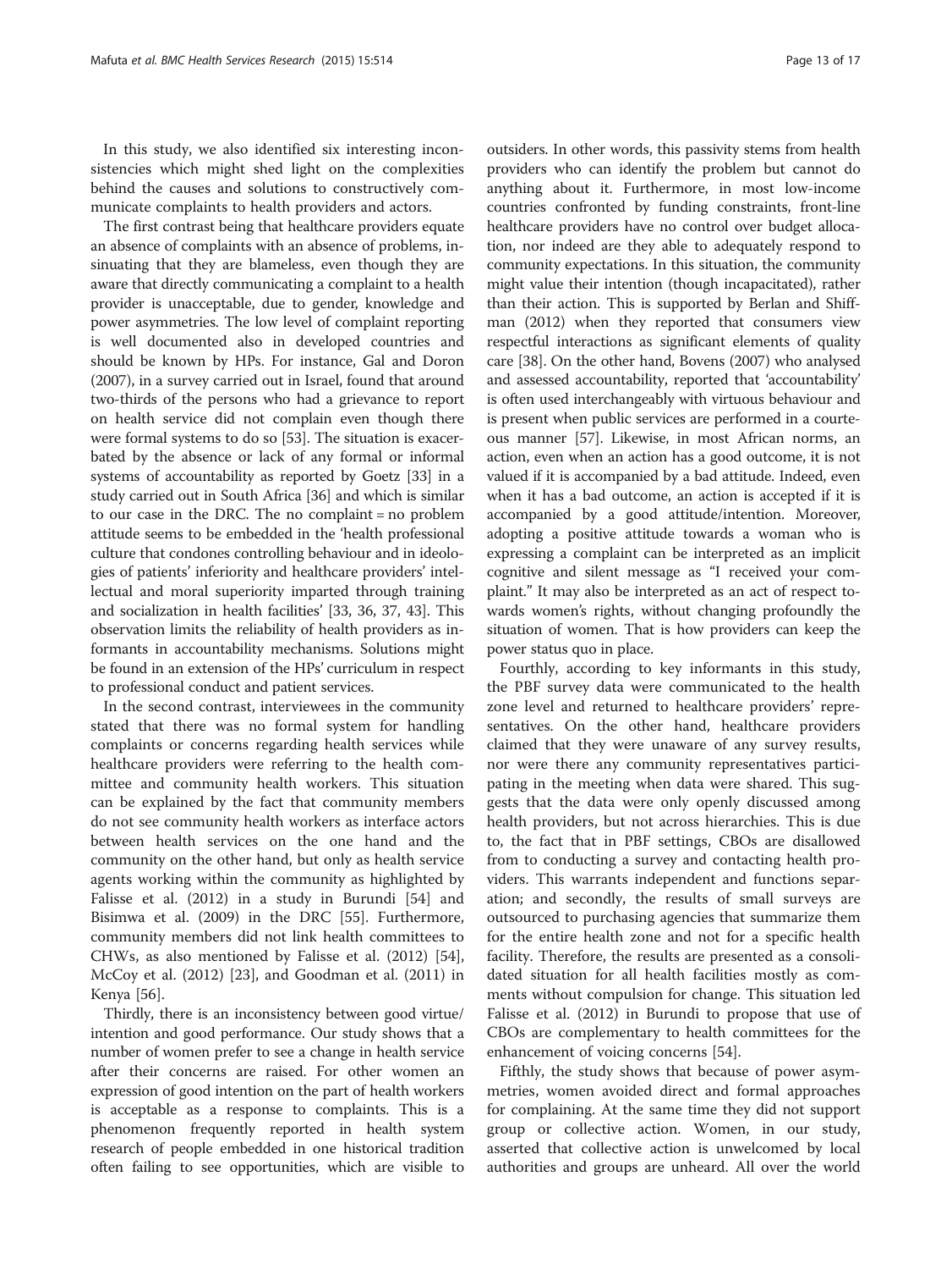In this study, we also identified six interesting inconsistencies which might shed light on the complexities behind the causes and solutions to constructively communicate complaints to health providers and actors.

The first contrast being that healthcare providers equate an absence of complaints with an absence of problems, insinuating that they are blameless, even though they are aware that directly communicating a complaint to a health provider is unacceptable, due to gender, knowledge and power asymmetries. The low level of complaint reporting is well documented also in developed countries and should be known by HPs. For instance, Gal and Doron (2007), in a survey carried out in Israel, found that around two-thirds of the persons who had a grievance to report on health service did not complain even though there were formal systems to do so [53]. The situation is exacerbated by the absence or lack of any formal or informal systems of accountability as reported by Goetz [33] in a study carried out in South Africa [36] and which is similar to our case in the DRC. The no complaint = no problem attitude seems to be embedded in the 'health professional culture that condones controlling behaviour and in ideologies of patients' inferiority and healthcare providers' intellectual and moral superiority imparted through training and socialization in health facilities' [33, 36, 37, 43]. This observation limits the reliability of health providers as informants in accountability mechanisms. Solutions might be found in an extension of the HPs' curriculum in respect to professional conduct and patient services.

In the second contrast, interviewees in the community stated that there was no formal system for handling complaints or concerns regarding health services while healthcare providers were referring to the health committee and community health workers. This situation can be explained by the fact that community members do not see community health workers as interface actors between health services on the one hand and the community on the other hand, but only as health service agents working within the community as highlighted by Falisse et al. (2012) in a study in Burundi [54] and Bisimwa et al. (2009) in the DRC [55]. Furthermore, community members did not link health committees to CHWs, as also mentioned by Falisse et al. (2012) [54], McCoy et al. (2012) [23], and Goodman et al. (2011) in Kenya [56].

Thirdly, there is an inconsistency between good virtue/intention and good performance. Our study shows that a number of women prefer to see a change in health service after their concerns are raised. For other women an expression of good intention on the part of health workers is acceptable as a response to complaints. This is a phenomenon frequently reported in health system research of people embedded in one historical tradition often failing to see opportunities, which are visible to outsiders. In other words, this passivity stems from health providers who can identify the problem but cannot do anything about it. Furthermore, in most low-income countries confronted by funding constraints, front-line healthcare providers have no control over budget allocation, nor indeed are they able to adequately respond to community expectations. In this situation, the community might value their intention (though incapacitated), rather than their action. This is supported by Berlan and Shiffman (2012) when they reported that consumers view respectful interactions as significant elements of quality care [38]. On the other hand, Bovens (2007) who analysed and assessed accountability, reported that 'accountability' is often used interchangeably with virtuous behaviour and is present when public services are performed in a courteous manner [57]. Likewise, in most African norms, an action, even when an action has a good outcome, it is not valued if it is accompanied by a bad attitude. Indeed, even when it has a bad outcome, an action is accepted if it is accompanied by a good attitude/intention. Moreover, adopting a positive attitude towards a woman who is expressing a complaint can be interpreted as an implicit cognitive and silent message as "I received your complaint." It may also be interpreted as an act of respect towards women's rights, without changing profoundly the situation of women. That is how providers can keep the power status quo in place.

Fourthly, according to key informants in this study, the PBF survey data were communicated to the health zone level and returned to healthcare providers' representatives. On the other hand, healthcare providers claimed that they were unaware of any survey results, nor were there any community representatives participating in the meeting when data were shared. This suggests that the data were only openly discussed among health providers, but not across hierarchies. This is due to, the fact that in PBF settings, CBOs are disallowed from to conducting a survey and contacting health providers. This warrants independent and functions separation; and secondly, the results of small surveys are outsourced to purchasing agencies that summarize them for the entire health zone and not for a specific health facility. Therefore, the results are presented as a consolidated situation for all health facilities mostly as comments without compulsion for change. This situation led Falisse et al. (2012) in Burundi to propose that use of CBOs are complementary to health committees for the enhancement of voicing concerns [54].

Fifthly, the study shows that because of power asymmetries, women avoided direct and formal approaches for complaining. At the same time they did not support group or collective action. Women, in our study, asserted that collective action is unwelcomed by local authorities and groups are unheard. All over the world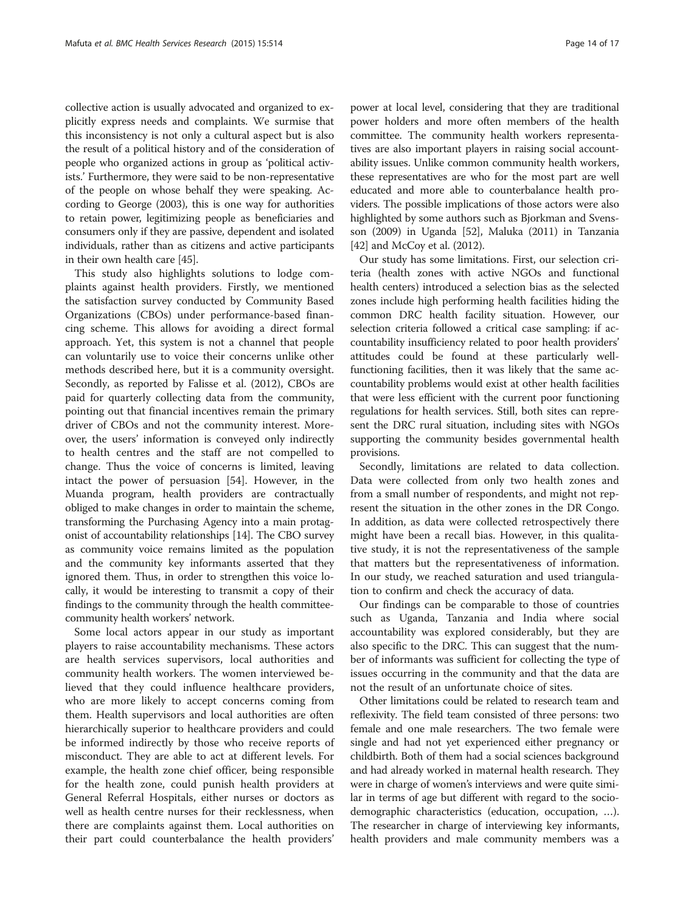collective action is usually advocated and organized to explicitly express needs and complaints. We surmise that this inconsistency is not only a cultural aspect but is also the result of a political history and of the consideration of people who organized actions in group as 'political activists.' Furthermore, they were said to be non-representative of the people on whose behalf they were speaking. According to George (2003), this is one way for authorities to retain power, legitimizing people as beneficiaries and consumers only if they are passive, dependent and isolated individuals, rather than as citizens and active participants in their own health care [45].

This study also highlights solutions to lodge complaints against health providers. Firstly, we mentioned the satisfaction survey conducted by Community Based Organizations (CBOs) under performance-based financing scheme. This allows for avoiding a direct formal approach. Yet, this system is not a channel that people can voluntarily use to voice their concerns unlike other methods described here, but it is a community oversight. Secondly, as reported by Falisse et al. (2012), CBOs are paid for quarterly collecting data from the community, pointing out that financial incentives remain the primary driver of CBOs and not the community interest. Moreover, the users' information is conveyed only indirectly to health centres and the staff are not compelled to change. Thus the voice of concerns is limited, leaving intact the power of persuasion [54]. However, in the Muanda program, health providers are contractually obliged to make changes in order to maintain the scheme, transforming the Purchasing Agency into a main protagonist of accountability relationships [14]. The CBO survey as community voice remains limited as the population and the community key informants asserted that they ignored them. Thus, in order to strengthen this voice locally, it would be interesting to transmit a copy of their findings to the community through the health committee-community health workers' network.

Some local actors appear in our study as important players to raise accountability mechanisms. These actors are health services supervisors, local authorities and community health workers. The women interviewed believed that they could influence healthcare providers, who are more likely to accept concerns coming from them. Health supervisors and local authorities are often hierarchically superior to healthcare providers and could be informed indirectly by those who receive reports of misconduct. They are able to act at different levels. For example, the health zone chief officer, being responsible for the health zone, could punish health providers at General Referral Hospitals, either nurses or doctors as well as health centre nurses for their recklessness, when there are complaints against them. Local authorities on their part could counterbalance the health providers' power at local level, considering that they are traditional power holders and more often members of the health committee. The community health workers representatives are also important players in raising social accountability issues. Unlike common community health workers, these representatives are who for the most part are well educated and more able to counterbalance health providers. The possible implications of those actors were also highlighted by some authors such as Bjorkman and Svensson (2009) in Uganda [52], Maluka (2011) in Tanzania [42] and McCoy et al. (2012).

Our study has some limitations. First, our selection criteria (health zones with active NGOs and functional health centers) introduced a selection bias as the selected zones include high performing health facilities hiding the common DRC health facility situation. However, our selection criteria followed a critical case sampling: if accountability insufficiency related to poor health providers' attitudes could be found at these particularly well-functioning facilities, then it was likely that the same accountability problems would exist at other health facilities that were less efficient with the current poor functioning regulations for health services. Still, both sites can represent the DRC rural situation, including sites with NGOs supporting the community besides governmental health provisions.

Secondly, limitations are related to data collection. Data were collected from only two health zones and from a small number of respondents, and might not represent the situation in the other zones in the DR Congo. In addition, as data were collected retrospectively there might have been a recall bias. However, in this qualitative study, it is not the representativeness of the sample that matters but the representativeness of information. In our study, we reached saturation and used triangulation to confirm and check the accuracy of data.

Our findings can be comparable to those of countries such as Uganda, Tanzania and India where social accountability was explored considerably, but they are also specific to the DRC. This can suggest that the number of informants was sufficient for collecting the type of issues occurring in the community and that the data are not the result of an unfortunate choice of sites.

Other limitations could be related to research team and reflexivity. The field team consisted of three persons: two female and one male researchers. The two female were single and had not yet experienced either pregnancy or childbirth. Both of them had a social sciences background and had already worked in maternal health research. They were in charge of women's interviews and were quite similar in terms of age but different with regard to the socio-demographic characteristics (education, occupation, …). The researcher in charge of interviewing key informants, health providers and male community members was a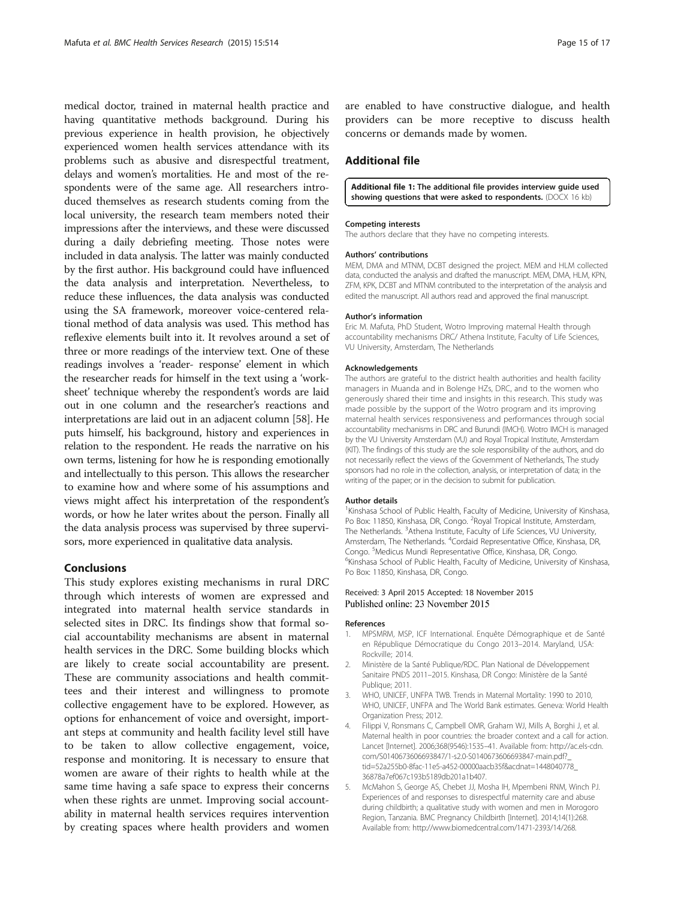medical doctor, trained in maternal health practice and having quantitative methods background. During his previous experience in health provision, he objectively experienced women health services attendance with its problems such as abusive and disrespectful treatment, delays and women's mortalities. He and most of the respondents were of the same age. All researchers introduced themselves as research students coming from the local university, the research team members noted their impressions after the interviews, and these were discussed during a daily debriefing meeting. Those notes were included in data analysis. The latter was mainly conducted by the first author. His background could have influenced the data analysis and interpretation. Nevertheless, to reduce these influences, the data analysis was conducted using the SA framework, moreover voice-centered relational method of data analysis was used. This method has reflexive elements built into it. It revolves around a set of three or more readings of the interview text. One of these readings involves a 'reader- response' element in which the researcher reads for himself in the text using a 'worksheet' technique whereby the respondent's words are laid out in one column and the researcher's reactions and interpretations are laid out in an adjacent column [58]. He puts himself, his background, history and experiences in relation to the respondent. He reads the narrative on his own terms, listening for how he is responding emotionally and intellectually to this person. This allows the researcher to examine how and where some of his assumptions and views might affect his interpretation of the respondent's words, or how he later writes about the person. Finally all the data analysis process was supervised by three supervisors, more experienced in qualitative data analysis.

## Conclusions

This study explores existing mechanisms in rural DRC through which interests of women are expressed and integrated into maternal health service standards in selected sites in DRC. Its findings show that formal social accountability mechanisms are absent in maternal health services in the DRC. Some building blocks which are likely to create social accountability are present. These are community associations and health committees and their interest and willingness to promote collective engagement have to be explored. However, as options for enhancement of voice and oversight, important steps at community and health facility level still have to be taken to allow collective engagement, voice, response and monitoring. It is necessary to ensure that women are aware of their rights to health while at the same time having a safe space to express their concerns when these rights are unmet. Improving social accountability in maternal health services requires intervention by creating spaces where health providers and women are enabled to have constructive dialogue, and health providers can be more receptive to discuss health concerns or demands made by women.

## Additional file

**Additional file 1: The additional file provides interview guide used showing questions that were asked to respondents.** (DOCX 16 kb)

#### Competing interests

The authors declare that they have no competing interests.

#### Authors' contributions

MEM, DMA and MTNM, DCBT designed the project. MEM and HLM collected data, conducted the analysis and drafted the manuscript. MEM, DMA, HLM, KPN, ZFM, KPK, DCBT and MTNM contributed to the interpretation of the analysis and edited the manuscript. All authors read and approved the final manuscript.

#### Author's information

Eric M. Mafuta, PhD Student, Wotro Improving maternal Health through accountability mechanisms DRC/ Athena Institute, Faculty of Life Sciences, VU University, Amsterdam, The Netherlands

#### Acknowledgements

The authors are grateful to the district health authorities and health facility managers in Muanda and in Bolenge HZs, DRC, and to the women who generously shared their time and insights in this research. This study was made possible by the support of the Wotro program and its improving maternal health services responsiveness and performances through social accountability mechanisms in DRC and Burundi (IMCH). Wotro IMCH is managed by the VU University Amsterdam (VU) and Royal Tropical Institute, Amsterdam (KIT). The findings of this study are the sole responsibility of the authors, and do not necessarily reflect the views of the Government of Netherlands, The study sponsors had no role in the collection, analysis, or interpretation of data; in the writing of the paper; or in the decision to submit for publication.

#### Author details

[1]Kinshasa School of Public Health, Faculty of Medicine, University of Kinshasa, Po Box: 11850, Kinshasa, DR, Congo. [2]Royal Tropical Institute, Amsterdam, The Netherlands. [3]Athena Institute, Faculty of Life Sciences, VU University, Amsterdam, The Netherlands. [4]Cordaid Representative Office, Kinshasa, DR, Congo. [5]Medicus Mundi Representative Office, Kinshasa, DR, Congo. [6]Kinshasa School of Public Health, Faculty of Medicine, University of Kinshasa, Po Box: 11850, Kinshasa, DR, Congo.

Received: 3 April 2015 Accepted: 18 November 2015
Published online: 23 November 2015

#### References

1. MPSMRM, MSP, ICF International. Enquête Démographique et de Santé en République Démocratique du Congo 2013–2014. Maryland, USA: Rockville; 2014.
2. Ministère de la Santé Publique/RDC. Plan National de Développement Sanitaire PNDS 2011–2015. Kinshasa, DR Congo: Ministère de la Santé Publique; 2011.
3. WHO, UNICEF, UNFPA TWB. Trends in Maternal Mortality: 1990 to 2010, WHO, UNICEF, UNFPA and The World Bank estimates. Geneva: World Health Organization Press; 2012.
4. Filippi V, Ronsmans C, Campbell OMR, Graham WJ, Mills A, Borghi J, et al. Maternal health in poor countries: the broader context and a call for action. Lancet [Internet]. 2006;368(9546):1535–41. Available from: http://ac.els-cdn.com/S0140673606693847/1-s2.0-S0140673606693847-main.pdf?_tid=52a255b0-8fac-11e5-a452-00000aacb35f&acdnat=1448040778_36878a7ef067c193b5189db201a1b407.
5. McMahon S, George AS, Chebet JJ, Mosha IH, Mpembeni RNM, Winch PJ. Experiences of and responses to disrespectful maternity care and abuse during childbirth; a qualitative study with women and men in Morogoro Region, Tanzania. BMC Pregnancy Childbirth [Internet]. 2014;14(1):268. Available from: http://www.biomedcentral.com/1471-2393/14/268.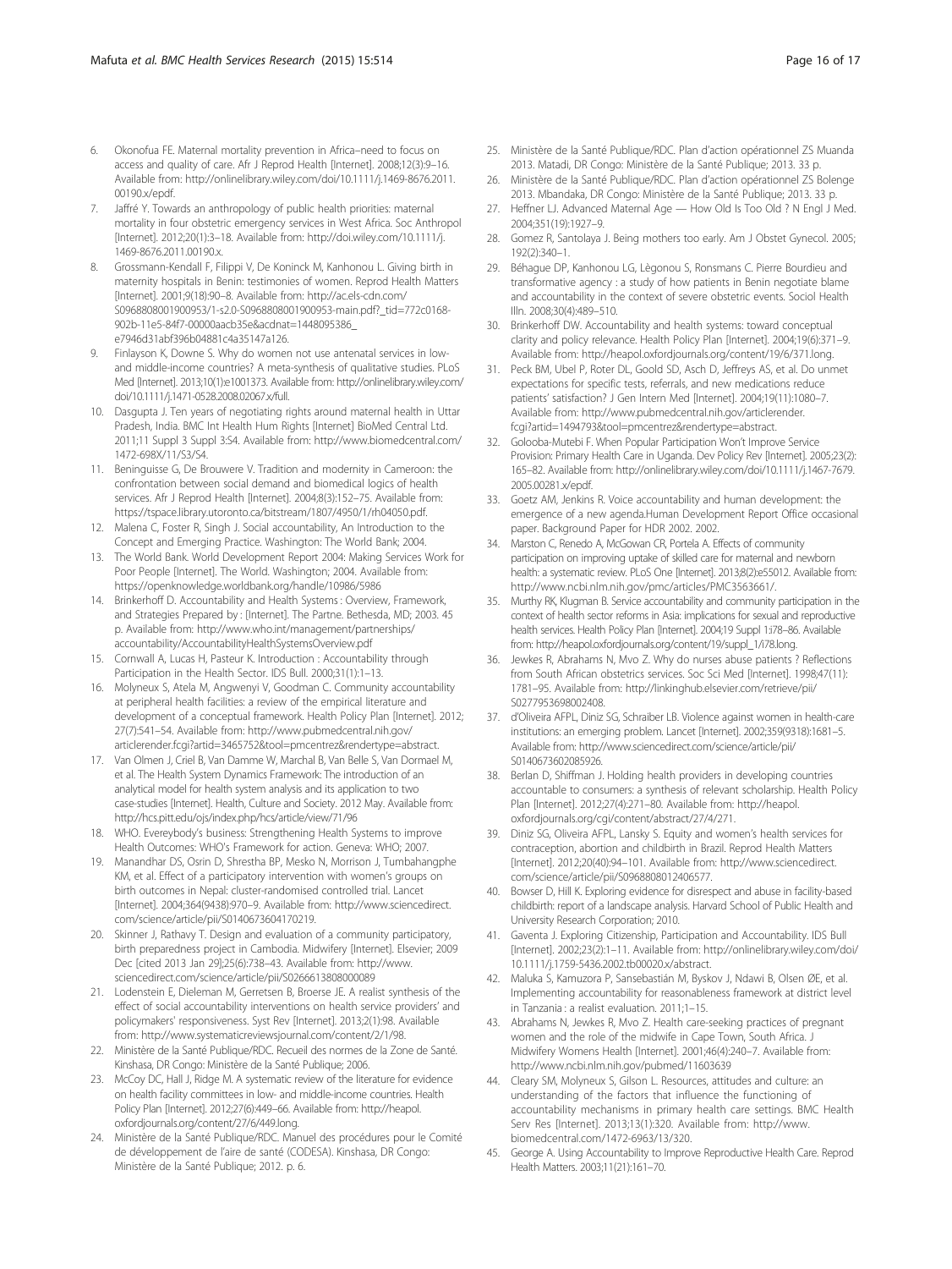6. Okonofua FE. Maternal mortality prevention in Africa–need to focus on access and quality of care. Afr J Reprod Health [Internet]. 2008;12(3):9–16. Available from: http://onlinelibrary.wiley.com/doi/10.1111/j.1469-8676.2011.00190.x/epdf.
7. Jaffré Y. Towards an anthropology of public health priorities: maternal mortality in four obstetric emergency services in West Africa. Soc Anthropol [Internet]. 2012;20(1):3–18. Available from: http://doi.wiley.com/10.1111/j.1469-8676.2011.00190.x.
8. Grossmann-Kendall F, Filippi V, De Koninck M, Kanhonou L. Giving birth in maternity hospitals in Benin: testimonies of women. Reprod Health Matters [Internet]. 2001;9(18):90–8. Available from: http://ac.els-cdn.com/S0968808001900953/1-s2.0-S0968808001900953-main.pdf?_tid=772c0168-902b-11e5-84f7-00000aacb35e&acdnat=1448095386_e7946d31abf396b04881c4a35147a126.
9. Finlayson K, Downe S. Why do women not use antenatal services in low- and middle-income countries? A meta-synthesis of qualitative studies. PLoS Med [Internet]. 2013;10(1):e1001373. Available from: http://onlinelibrary.wiley.com/doi/10.1111/j.1471-0528.2008.02067.x/full.
10. Dasgupta J. Ten years of negotiating rights around maternal health in Uttar Pradesh, India. BMC Int Health Hum Rights [Internet] BioMed Central Ltd. 2011;11 Suppl 3 Suppl 3:S4. Available from: http://www.biomedcentral.com/1472-698X/11/S3/S4.
11. Beninguisse G, De Brouwere V. Tradition and modernity in Cameroon: the confrontation between social demand and biomedical logics of health services. Afr J Reprod Health [Internet]. 2004;8(3):152–75. Available from: https://tspace.library.utoronto.ca/bitstream/1807/4950/1/rh04050.pdf.
12. Malena C, Foster R, Singh J. Social accountability, An Introduction to the Concept and Emerging Practice. Washington: The World Bank; 2004.
13. The World Bank. World Development Report 2004: Making Services Work for Poor People [Internet]. The World. Washington; 2004. Available from: https://openknowledge.worldbank.org/handle/10986/5986
14. Brinkerhoff D. Accountability and Health Systems : Overview, Framework, and Strategies Prepared by : [Internet]. The Partne. Bethesda, MD; 2003. 45 p. Available from: http://www.who.int/management/partnerships/accountability/AccountabilityHealthSystemsOverview.pdf
15. Cornwall A, Lucas H, Pasteur K. Introduction : Accountability through Participation in the Health Sector. IDS Bull. 2000;31(1):1–13.
16. Molyneux S, Atela M, Angwenyi V, Goodman C. Community accountability at peripheral health facilities: a review of the empirical literature and development of a conceptual framework. Health Policy Plan [Internet]. 2012; 27(7):541–54. Available from: http://www.pubmedcentral.nih.gov/articlerender.fcgi?artid=3465752&tool=pmcentrez&rendertype=abstract.
17. Van Olmen J, Criel B, Van Damme W, Marchal B, Van Belle S, Van Dormael M, et al. The Health System Dynamics Framework: The introduction of an analytical model for health system analysis and its application to two case-studies [Internet]. Health, Culture and Society. 2012 May. Available from: http://hcs.pitt.edu/ojs/index.php/hcs/article/view/71/96
18. WHO. Evereybody's business: Strengthening Health Systems to improve Health Outcomes: WHO's Framework for action. Geneva: WHO; 2007.
19. Manandhar DS, Osrin D, Shrestha BP, Mesko N, Morrison J, Tumbahangphe KM, et al. Effect of a participatory intervention with women's groups on birth outcomes in Nepal: cluster-randomised controlled trial. Lancet [Internet]. 2004;364(9438):970–9. Available from: http://www.sciencedirect.com/science/article/pii/S0140673604170219.
20. Skinner J, Rathavy T. Design and evaluation of a community participatory, birth preparedness project in Cambodia. Midwifery [Internet]. Elsevier; 2009 Dec [cited 2013 Jan 29];25(6):738–43. Available from: http://www.sciencedirect.com/science/article/pii/S0266613808000089
21. Lodenstein E, Dieleman M, Gerretsen B, Broerse JE. A realist synthesis of the effect of social accountability interventions on health service providers' and policymakers' responsiveness. Syst Rev [Internet]. 2013;2(1):98. Available from: http://www.systematicreviewsjournal.com/content/2/1/98.
22. Ministère de la Santé Publique/RDC. Recueil des normes de la Zone de Santé. Kinshasa, DR Congo: Ministère de la Santé Publique; 2006.
23. McCoy DC, Hall J, Ridge M. A systematic review of the literature for evidence on health facility committees in low- and middle-income countries. Health Policy Plan [Internet]. 2012;27(6):449–66. Available from: http://heapol.oxfordjournals.org/content/27/6/449.long.
24. Ministère de la Santé Publique/RDC. Manuel des procédures pour le Comité de développement de l'aire de santé (CODESA). Kinshasa, DR Congo: Ministère de la Santé Publique; 2012. p. 6.
25. Ministère de la Santé Publique/RDC. Plan d'action opérationnel ZS Muanda 2013. Matadi, DR Congo: Ministère de la Santé Publique; 2013. 33 p.
26. Ministère de la Santé Publique/RDC. Plan d'action opérationnel ZS Bolenge 2013. Mbandaka, DR Congo: Ministère de la Santé Publique; 2013. 33 p.
27. Heffner LJ. Advanced Maternal Age — How Old Is Too Old ? N Engl J Med. 2004;351(19):1927–9.
28. Gomez R, Santolaya J. Being mothers too early. Am J Obstet Gynecol. 2005; 192(2):340–1.
29. Béhague DP, Kanhonou LG, Lègonou S, Ronsmans C. Pierre Bourdieu and transformative agency : a study of how patients in Benin negotiate blame and accountability in the context of severe obstetric events. Sociol Health Illn. 2008;30(4):489–510.
30. Brinkerhoff DW. Accountability and health systems: toward conceptual clarity and policy relevance. Health Policy Plan [Internet]. 2004;19(6):371–9. Available from: http://heapol.oxfordjournals.org/content/19/6/371.long.
31. Peck BM, Ubel P, Roter DL, Goold SD, Asch D, Jeffreys AS, et al. Do unmet expectations for specific tests, referrals, and new medications reduce patients' satisfaction? J Gen Intern Med [Internet]. 2004;19(11):1080–7. Available from: http://www.pubmedcentral.nih.gov/articlerender.fcgi?artid=1494793&tool=pmcentrez&rendertype=abstract.
32. Golooba-Mutebi F. When Popular Participation Won't Improve Service Provision: Primary Health Care in Uganda. Dev Policy Rev [Internet]. 2005;23(2): 165–82. Available from: http://onlinelibrary.wiley.com/doi/10.1111/j.1467-7679.2005.00281.x/epdf.
33. Goetz AM, Jenkins R. Voice accountability and human development: the emergence of a new agenda.Human Development Report Office occasional paper. Background Paper for HDR 2002. 2002.
34. Marston C, Renedo A, McGowan CR, Portela A. Effects of community participation on improving uptake of skilled care for maternal and newborn health: a systematic review. PLoS One [Internet]. 2013;8(2):e55012. Available from: http://www.ncbi.nlm.nih.gov/pmc/articles/PMC3563661/.
35. Murthy RK, Klugman B. Service accountability and community participation in the context of health sector reforms in Asia: implications for sexual and reproductive health services. Health Policy Plan [Internet]. 2004;19 Suppl 1:i78–86. Available from: http://heapol.oxfordjournals.org/content/19/suppl_1/i78.long.
36. Jewkes R, Abrahams N, Mvo Z. Why do nurses abuse patients ? Reflections from South African obstetrics services. Soc Sci Med [Internet]. 1998;47(11): 1781–95. Available from: http://linkinghub.elsevier.com/retrieve/pii/S0277953698002408.
37. d'Oliveira AFPL, Diniz SG, Schraiber LB. Violence against women in health-care institutions: an emerging problem. Lancet [Internet]. 2002;359(9318):1681–5. Available from: http://www.sciencedirect.com/science/article/pii/S0140673602085926.
38. Berlan D, Shiffman J. Holding health providers in developing countries accountable to consumers: a synthesis of relevant scholarship. Health Policy Plan [Internet]. 2012;27(4):271–80. Available from: http://heapol.oxfordjournals.org/cgi/content/abstract/27/4/271.
39. Diniz SG, Oliveira AFPL, Lansky S. Equity and women's health services for contraception, abortion and childbirth in Brazil. Reprod Health Matters [Internet]. 2012;20(40):94–101. Available from: http://www.sciencedirect.com/science/article/pii/S0968808012406577.
40. Bowser D, Hill K. Exploring evidence for disrespect and abuse in facility-based childbirth: report of a landscape analysis. Harvard School of Public Health and University Research Corporation; 2010.
41. Gaventa J. Exploring Citizenship, Participation and Accountability. IDS Bull [Internet]. 2002;23(2):1–11. Available from: http://onlinelibrary.wiley.com/doi/10.1111/j.1759-5436.2002.tb00020.x/abstract.
42. Maluka S, Kamuzora P, Sansebastián M, Byskov J, Ndawi B, Olsen ØE, et al. Implementing accountability for reasonableness framework at district level in Tanzania : a realist evaluation. 2011;1–15.
43. Abrahams N, Jewkes R, Mvo Z. Health care-seeking practices of pregnant women and the role of the midwife in Cape Town, South Africa. J Midwifery Womens Health [Internet]. 2001;46(4):240–7. Available from: http://www.ncbi.nlm.nih.gov/pubmed/11603639
44. Cleary SM, Molyneux S, Gilson L. Resources, attitudes and culture: an understanding of the factors that influence the functioning of accountability mechanisms in primary health care settings. BMC Health Serv Res [Internet]. 2013;13(1):320. Available from: http://www.biomedcentral.com/1472-6963/13/320.
45. George A. Using Accountability to Improve Reproductive Health Care. Reprod Health Matters. 2003;11(21):161–70.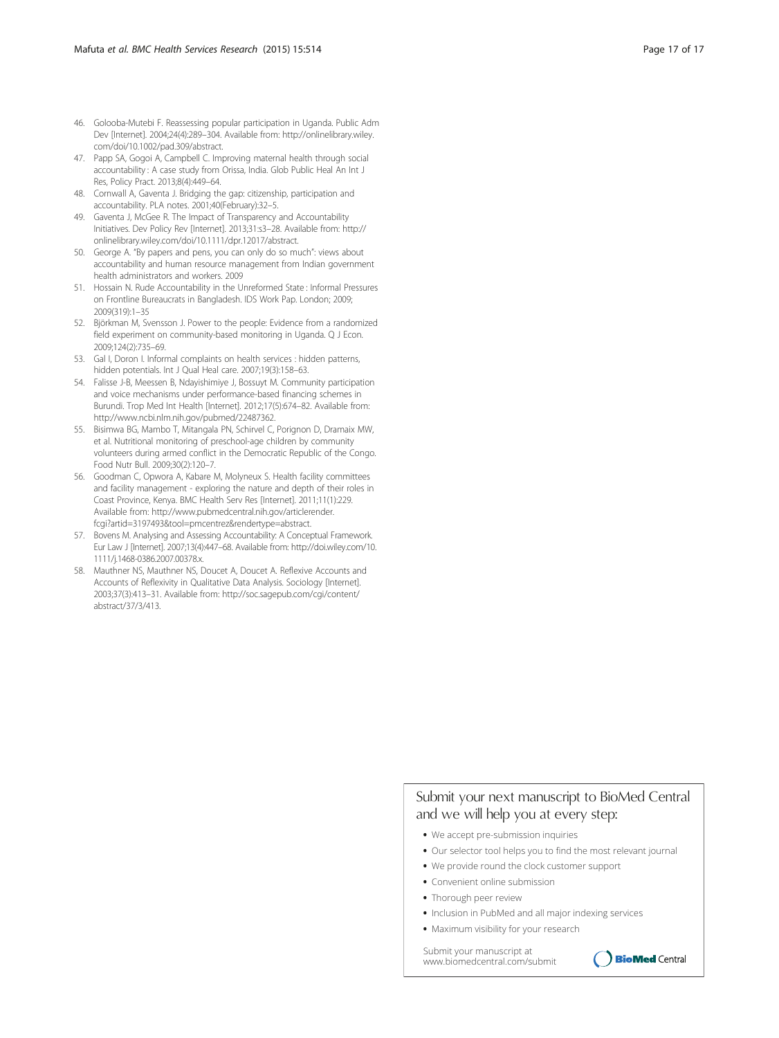46. Golooba-Mutebi F. Reassessing popular participation in Uganda. Public Adm Dev [Internet]. 2004;24(4):289–304. Available from: http://onlinelibrary.wiley.com/doi/10.1002/pad.309/abstract.
47. Papp SA, Gogoi A, Campbell C. Improving maternal health through social accountability : A case study from Orissa, India. Glob Public Heal An Int J Res, Policy Pract. 2013;8(4):449–64.
48. Cornwall A, Gaventa J. Bridging the gap: citizenship, participation and accountability. PLA notes. 2001;40(February):32–5.
49. Gaventa J, McGee R. The Impact of Transparency and Accountability Initiatives. Dev Policy Rev [Internet]. 2013;31:s3–28. Available from: http://onlinelibrary.wiley.com/doi/10.1111/dpr.12017/abstract.
50. George A. "By papers and pens, you can only do so much": views about accountability and human resource management from Indian government health administrators and workers. 2009
51. Hossain N. Rude Accountability in the Unreformed State : Informal Pressures on Frontline Bureaucrats in Bangladesh. IDS Work Pap. London; 2009; 2009(319):1–35
52. Björkman M, Svensson J. Power to the people: Evidence from a randomized field experiment on community-based monitoring in Uganda. Q J Econ. 2009;124(2):735–69.
53. Gal I, Doron I. Informal complaints on health services : hidden patterns, hidden potentials. Int J Qual Heal care. 2007;19(3):158–63.
54. Falisse J-B, Meessen B, Ndayishimiye J, Bossuyt M. Community participation and voice mechanisms under performance-based financing schemes in Burundi. Trop Med Int Health [Internet]. 2012;17(5):674–82. Available from: http://www.ncbi.nlm.nih.gov/pubmed/22487362.
55. Bisimwa BG, Mambo T, Mitangala PN, Schirvel C, Porignon D, Dramaix MW, et al. Nutritional monitoring of preschool-age children by community volunteers during armed conflict in the Democratic Republic of the Congo. Food Nutr Bull. 2009;30(2):120–7.
56. Goodman C, Opwora A, Kabare M, Molyneux S. Health facility committees and facility management - exploring the nature and depth of their roles in Coast Province, Kenya. BMC Health Serv Res [Internet]. 2011;11(1):229. Available from: http://www.pubmedcentral.nih.gov/articlerender.fcgi?artid=3197493&tool=pmcentrez&rendertype=abstract.
57. Bovens M. Analysing and Assessing Accountability: A Conceptual Framework. Eur Law J [Internet]. 2007;13(4):447–68. Available from: http://doi.wiley.com/10.1111/j.1468-0386.2007.00378.x.
58. Mauthner NS, Mauthner NS, Doucet A, Doucet A. Reflexive Accounts and Accounts of Reflexivity in Qualitative Data Analysis. Sociology [Internet]. 2003;37(3):413–31. Available from: http://soc.sagepub.com/cgi/content/abstract/37/3/413.

Submit your next manuscript to BioMed Central and we will help you at every step:

- We accept pre-submission inquiries
- Our selector tool helps you to find the most relevant journal
- We provide round the clock customer support
- Convenient online submission
- Thorough peer review
- Inclusion in PubMed and all major indexing services
- Maximum visibility for your research

Submit your manuscript at
www.biomedcentral.com/submit

BioMed Central